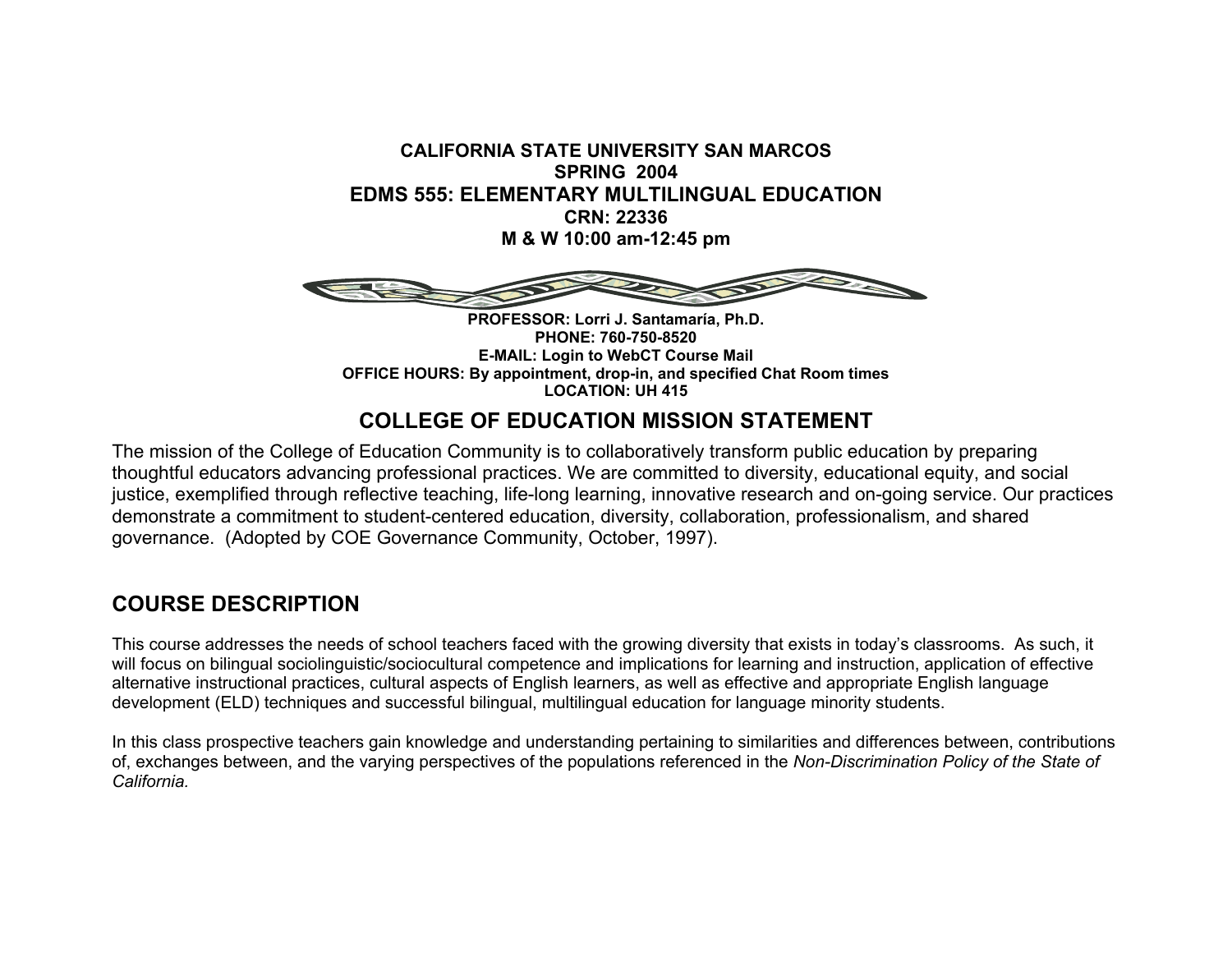**CALIFORNIA STATE UNIVERSITY SAN MARCOS**
**SPRING 2004**

# EDMS 555: ELEMENTARY MULTILINGUAL EDUCATION

**CRN: 22336**
**M & W 10:00 am-12:45 pm**

**PROFESSOR: Lorri J. Santamaría, Ph.D.**
**PHONE: 760-750-8520**
**E-MAIL: Login to WebCT Course Mail**
**OFFICE HOURS: By appointment, drop-in, and specified Chat Room times**
**LOCATION: UH 415**

## COLLEGE OF EDUCATION MISSION STATEMENT

The mission of the College of Education Community is to collaboratively transform public education by preparing thoughtful educators advancing professional practices. We are committed to diversity, educational equity, and social justice, exemplified through reflective teaching, life-long learning, innovative research and on-going service. Our practices demonstrate a commitment to student-centered education, diversity, collaboration, professionalism, and shared governance. (Adopted by COE Governance Community, October, 1997).

## COURSE DESCRIPTION

This course addresses the needs of school teachers faced with the growing diversity that exists in today's classrooms. As such, it will focus on bilingual sociolinguistic/sociocultural competence and implications for learning and instruction, application of effective alternative instructional practices, cultural aspects of English learners, as well as effective and appropriate English language development (ELD) techniques and successful bilingual, multilingual education for language minority students.

In this class prospective teachers gain knowledge and understanding pertaining to similarities and differences between, contributions of, exchanges between, and the varying perspectives of the populations referenced in the *Non-Discrimination Policy of the State of California.*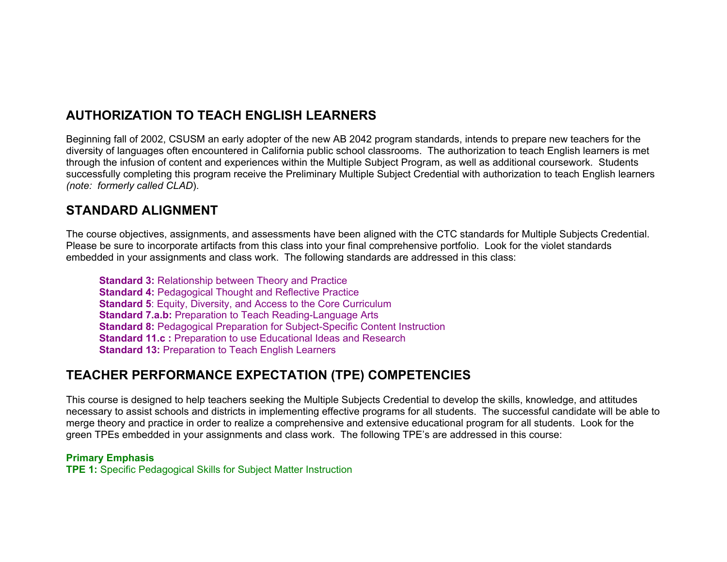## AUTHORIZATION TO TEACH ENGLISH LEARNERS

Beginning fall of 2002, CSUSM an early adopter of the new AB 2042 program standards, intends to prepare new teachers for the diversity of languages often encountered in California public school classrooms. The authorization to teach English learners is met through the infusion of content and experiences within the Multiple Subject Program, as well as additional coursework. Students successfully completing this program receive the Preliminary Multiple Subject Credential with authorization to teach English learners *(note: formerly called CLAD*).

## STANDARD ALIGNMENT

The course objectives, assignments, and assessments have been aligned with the CTC standards for Multiple Subjects Credential. Please be sure to incorporate artifacts from this class into your final comprehensive portfolio. Look for the violet standards embedded in your assignments and class work. The following standards are addressed in this class:

**Standard 3:** Relationship between Theory and Practice
**Standard 4:** Pedagogical Thought and Reflective Practice
**Standard 5**: Equity, Diversity, and Access to the Core Curriculum
**Standard 7.a.b:** Preparation to Teach Reading-Language Arts
**Standard 8:** Pedagogical Preparation for Subject-Specific Content Instruction
**Standard 11.c :** Preparation to use Educational Ideas and Research
**Standard 13:** Preparation to Teach English Learners

## TEACHER PERFORMANCE EXPECTATION (TPE) COMPETENCIES

This course is designed to help teachers seeking the Multiple Subjects Credential to develop the skills, knowledge, and attitudes necessary to assist schools and districts in implementing effective programs for all students. The successful candidate will be able to merge theory and practice in order to realize a comprehensive and extensive educational program for all students. Look for the green TPEs embedded in your assignments and class work. The following TPE's are addressed in this course:

**Primary Emphasis**
**TPE 1:** Specific Pedagogical Skills for Subject Matter Instruction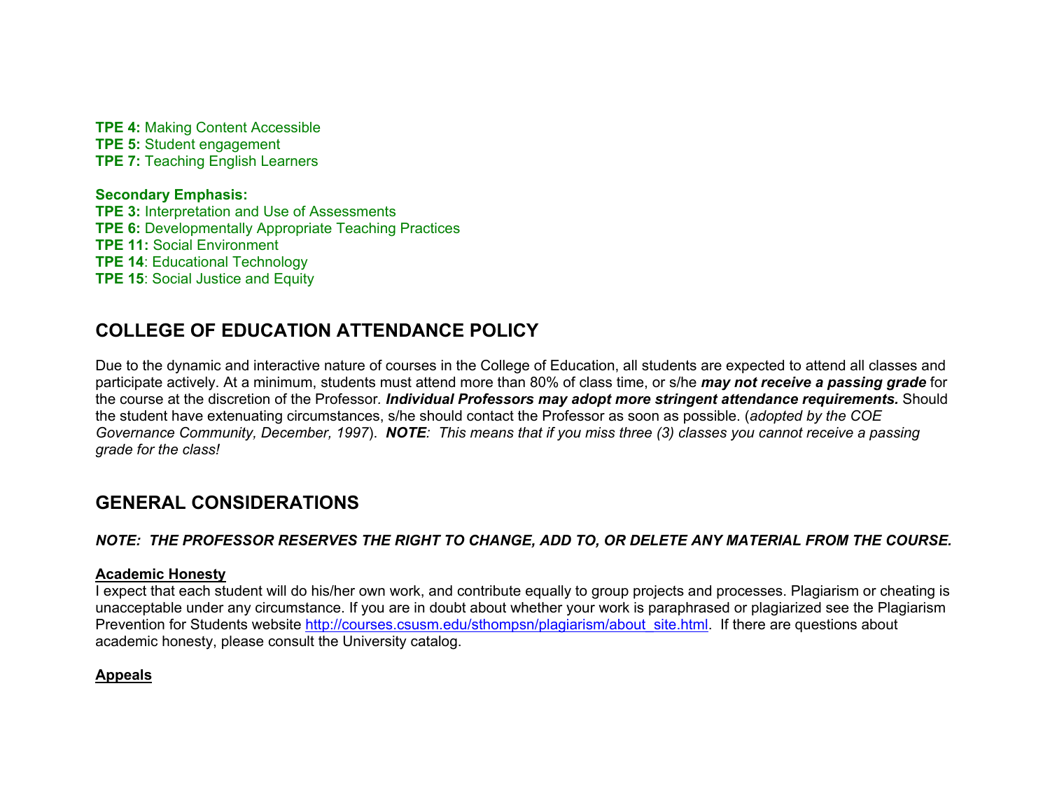**TPE 4:** Making Content Accessible
**TPE 5:** Student engagement
**TPE 7:** Teaching English Learners

**Secondary Emphasis:**
**TPE 3:** Interpretation and Use of Assessments
**TPE 6:** Developmentally Appropriate Teaching Practices
**TPE 11:** Social Environment
**TPE 14**: Educational Technology
**TPE 15**: Social Justice and Equity

## COLLEGE OF EDUCATION ATTENDANCE POLICY

Due to the dynamic and interactive nature of courses in the College of Education, all students are expected to attend all classes and participate actively. At a minimum, students must attend more than 80% of class time, or s/he ***may not receive a passing grade*** for the course at the discretion of the Professor*.* ***Individual Professors may adopt more stringent attendance requirements.*** Should the student have extenuating circumstances, s/he should contact the Professor as soon as possible. (*adopted by the COE Governance Community, December, 1997*). ***NOTE****: This means that if you miss three (3) classes you cannot receive a passing grade for the class!*

## GENERAL CONSIDERATIONS

***NOTE: THE PROFESSOR RESERVES THE RIGHT TO CHANGE, ADD TO, OR DELETE ANY MATERIAL FROM THE COURSE.***

**Academic Honesty**
I expect that each student will do his/her own work, and contribute equally to group projects and processes. Plagiarism or cheating is unacceptable under any circumstance. If you are in doubt about whether your work is paraphrased or plagiarized see the Plagiarism Prevention for Students website http://courses.csusm.edu/sthompsn/plagiarism/about_site.html. If there are questions about academic honesty, please consult the University catalog.

**Appeals**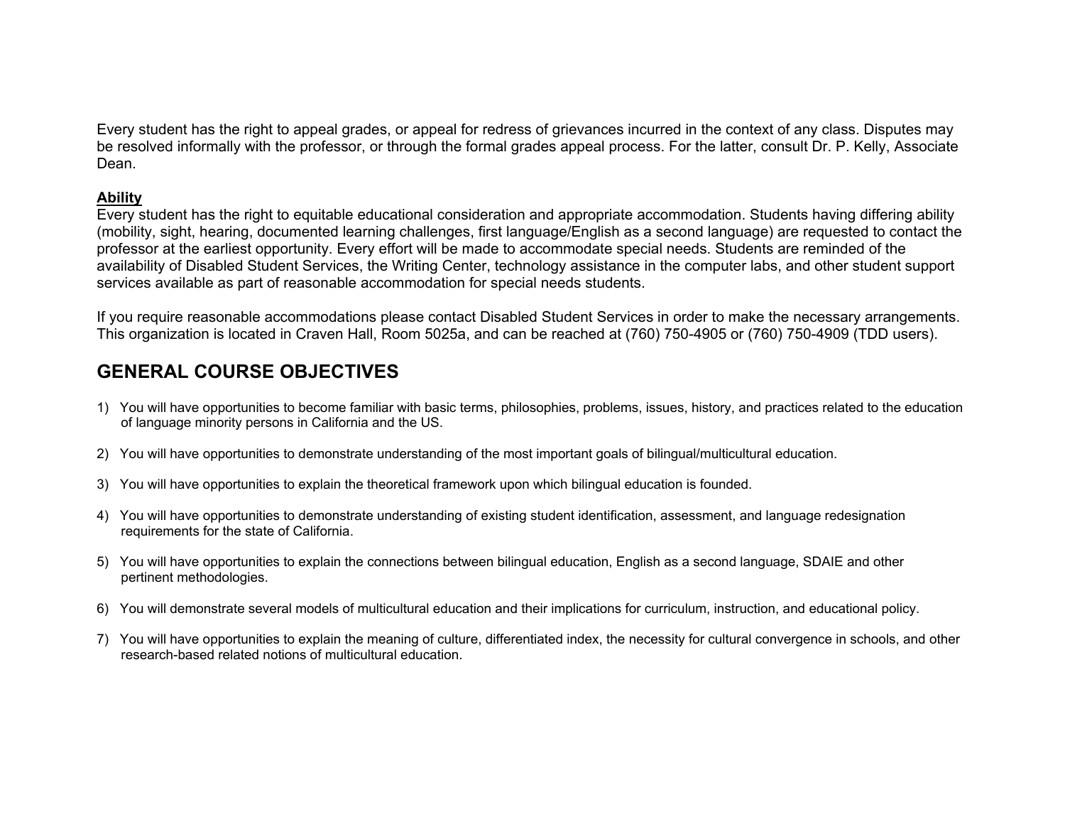Every student has the right to appeal grades, or appeal for redress of grievances incurred in the context of any class. Disputes may be resolved informally with the professor, or through the formal grades appeal process. For the latter, consult Dr. P. Kelly, Associate Dean.

**Ability**

Every student has the right to equitable educational consideration and appropriate accommodation. Students having differing ability (mobility, sight, hearing, documented learning challenges, first language/English as a second language) are requested to contact the professor at the earliest opportunity. Every effort will be made to accommodate special needs. Students are reminded of the availability of Disabled Student Services, the Writing Center, technology assistance in the computer labs, and other student support services available as part of reasonable accommodation for special needs students.

If you require reasonable accommodations please contact Disabled Student Services in order to make the necessary arrangements. This organization is located in Craven Hall, Room 5025a, and can be reached at (760) 750-4905 or (760) 750-4909 (TDD users).

## GENERAL COURSE OBJECTIVES

1) You will have opportunities to become familiar with basic terms, philosophies, problems, issues, history, and practices related to the education of language minority persons in California and the US.

2) You will have opportunities to demonstrate understanding of the most important goals of bilingual/multicultural education.

3) You will have opportunities to explain the theoretical framework upon which bilingual education is founded.

4) You will have opportunities to demonstrate understanding of existing student identification, assessment, and language redesignation requirements for the state of California.

5) You will have opportunities to explain the connections between bilingual education, English as a second language, SDAIE and other pertinent methodologies.

6) You will demonstrate several models of multicultural education and their implications for curriculum, instruction, and educational policy.

7) You will have opportunities to explain the meaning of culture, differentiated index, the necessity for cultural convergence in schools, and other research-based related notions of multicultural education.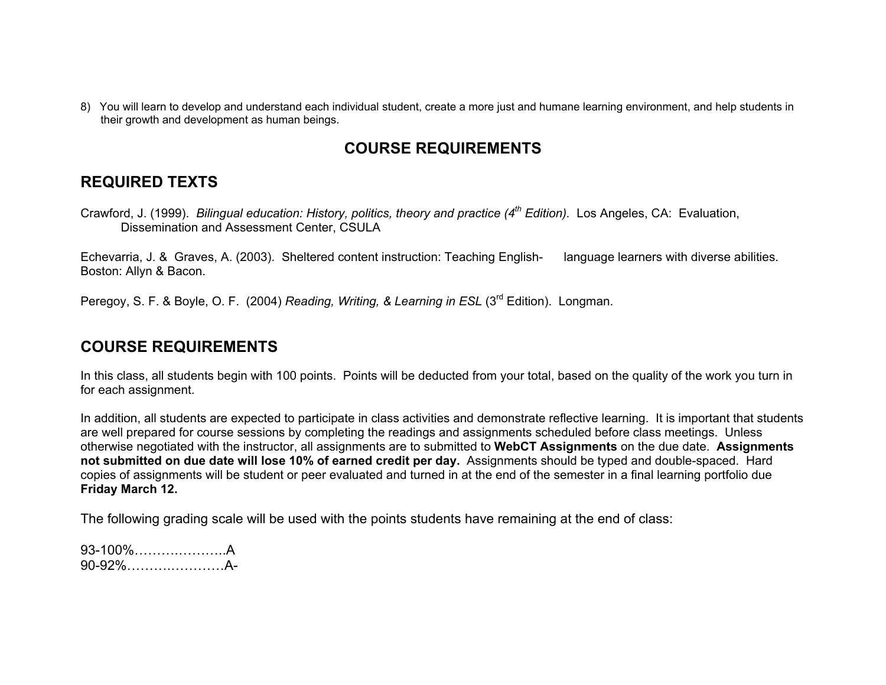8) You will learn to develop and understand each individual student, create a more just and humane learning environment, and help students in their growth and development as human beings.

# COURSE REQUIREMENTS

## REQUIRED TEXTS

Crawford, J. (1999). *Bilingual education: History, politics, theory and practice (4th Edition).* Los Angeles, CA: Evaluation, Dissemination and Assessment Center, CSULA

Echevarria, J. & Graves, A. (2003). Sheltered content instruction: Teaching English- language learners with diverse abilities. Boston: Allyn & Bacon.

Peregoy, S. F. & Boyle, O. F. (2004) *Reading, Writing, & Learning in ESL* (3rd Edition). Longman.

## COURSE REQUIREMENTS

In this class, all students begin with 100 points. Points will be deducted from your total, based on the quality of the work you turn in for each assignment.

In addition, all students are expected to participate in class activities and demonstrate reflective learning. It is important that students are well prepared for course sessions by completing the readings and assignments scheduled before class meetings. Unless otherwise negotiated with the instructor, all assignments are to submitted to **WebCT Assignments** on the due date. **Assignments not submitted on due date will lose 10% of earned credit per day.** Assignments should be typed and double-spaced. Hard copies of assignments will be student or peer evaluated and turned in at the end of the semester in a final learning portfolio due **Friday March 12.**

The following grading scale will be used with the points students have remaining at the end of class:

93-100%………………..A
90-92%…………………A-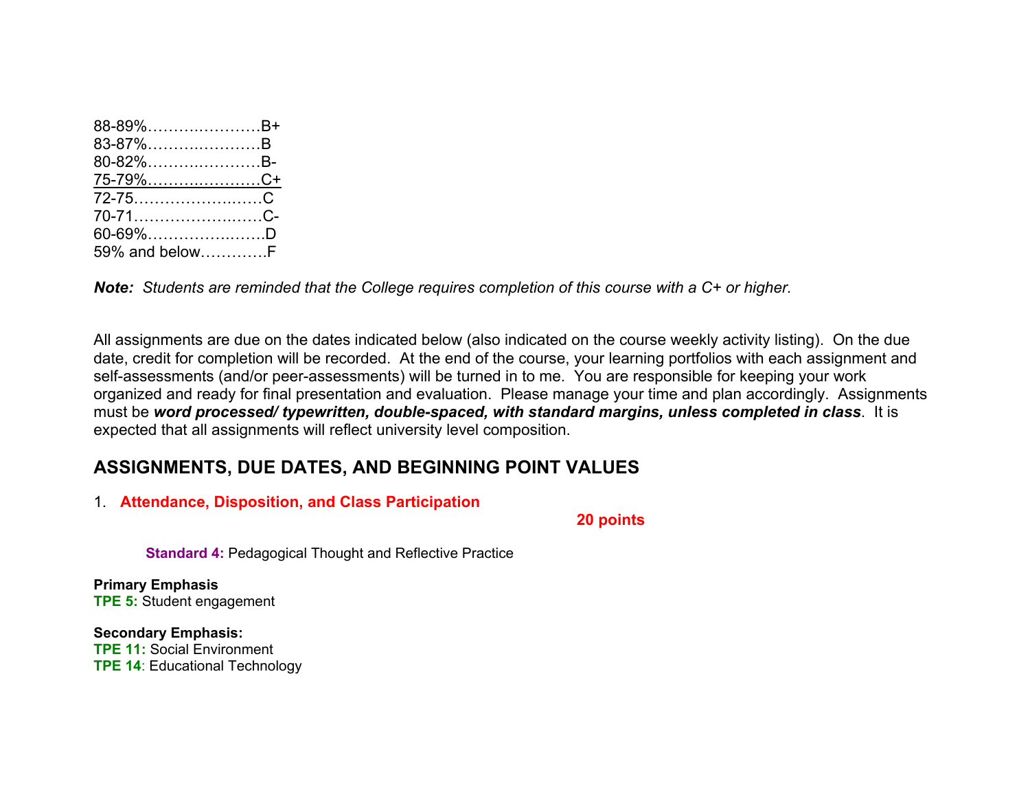88-89%………………….B+
83-87%………………….B
80-82%………………….B-
75-79%………………….C+
72-75…………………….C
70-71…………………….C-
60-69%………………….D
59% and below………..F

***Note:*** *Students are reminded that the College requires completion of this course with a C+ or higher.*

All assignments are due on the dates indicated below (also indicated on the course weekly activity listing). On the due date, credit for completion will be recorded. At the end of the course, your learning portfolios with each assignment and self-assessments (and/or peer-assessments) will be turned in to me. You are responsible for keeping your work organized and ready for final presentation and evaluation. Please manage your time and plan accordingly. Assignments must be ***word processed/ typewritten, double-spaced, with standard margins, unless completed in class***. It is expected that all assignments will reflect university level composition.

## ASSIGNMENTS, DUE DATES, AND BEGINNING POINT VALUES

1. **Attendance, Disposition, and Class Participation**

**20 points**

**Standard 4:** Pedagogical Thought and Reflective Practice

**Primary Emphasis**
**TPE 5:** Student engagement

**Secondary Emphasis:**
**TPE 11:** Social Environment
**TPE 14**: Educational Technology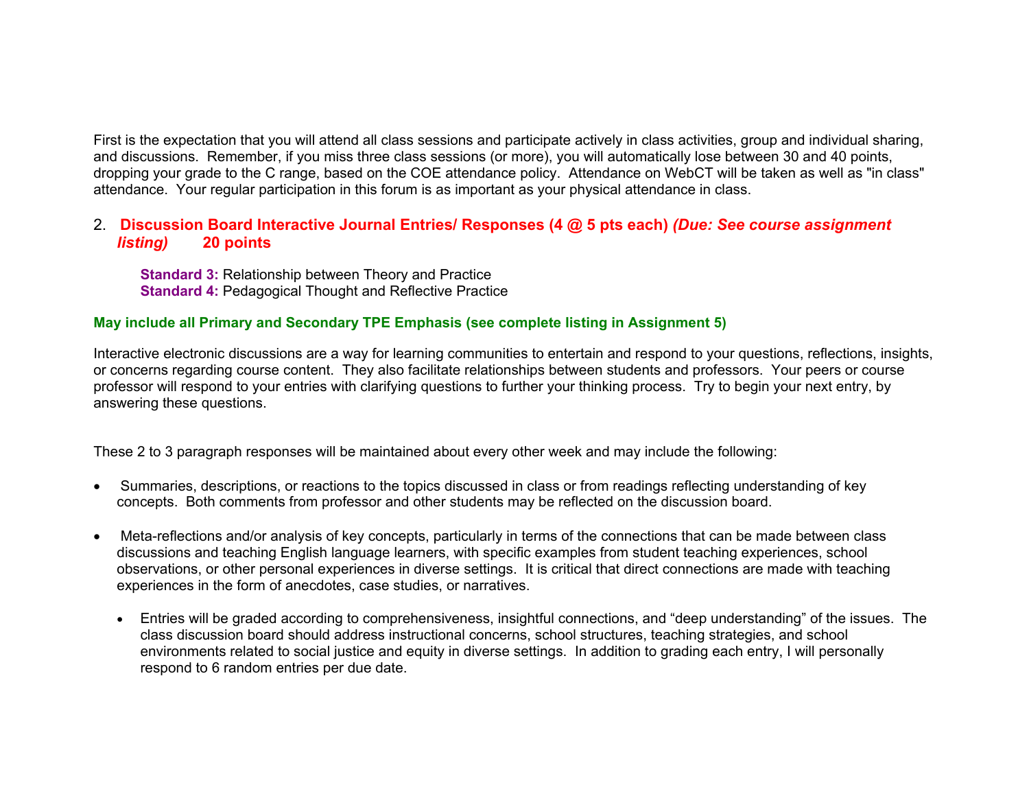First is the expectation that you will attend all class sessions and participate actively in class activities, group and individual sharing, and discussions. Remember, if you miss three class sessions (or more), you will automatically lose between 30 and 40 points, dropping your grade to the C range, based on the COE attendance policy. Attendance on WebCT will be taken as well as "in class" attendance. Your regular participation in this forum is as important as your physical attendance in class.

2. **Discussion Board Interactive Journal Entries/ Responses (4 @ 5 pts each)** ***(Due: See course assignment listing)*** **20 points**

> **Standard 3:** Relationship between Theory and Practice
> **Standard 4:** Pedagogical Thought and Reflective Practice

**May include all Primary and Secondary TPE Emphasis (see complete listing in Assignment 5)**

Interactive electronic discussions are a way for learning communities to entertain and respond to your questions, reflections, insights, or concerns regarding course content. They also facilitate relationships between students and professors. Your peers or course professor will respond to your entries with clarifying questions to further your thinking process. Try to begin your next entry, by answering these questions.

These 2 to 3 paragraph responses will be maintained about every other week and may include the following:

- Summaries, descriptions, or reactions to the topics discussed in class or from readings reflecting understanding of key concepts. Both comments from professor and other students may be reflected on the discussion board.

- Meta-reflections and/or analysis of key concepts, particularly in terms of the connections that can be made between class discussions and teaching English language learners, with specific examples from student teaching experiences, school observations, or other personal experiences in diverse settings. It is critical that direct connections are made with teaching experiences in the form of anecdotes, case studies, or narratives.

    - Entries will be graded according to comprehensiveness, insightful connections, and "deep understanding" of the issues. The class discussion board should address instructional concerns, school structures, teaching strategies, and school environments related to social justice and equity in diverse settings. In addition to grading each entry, I will personally respond to 6 random entries per due date.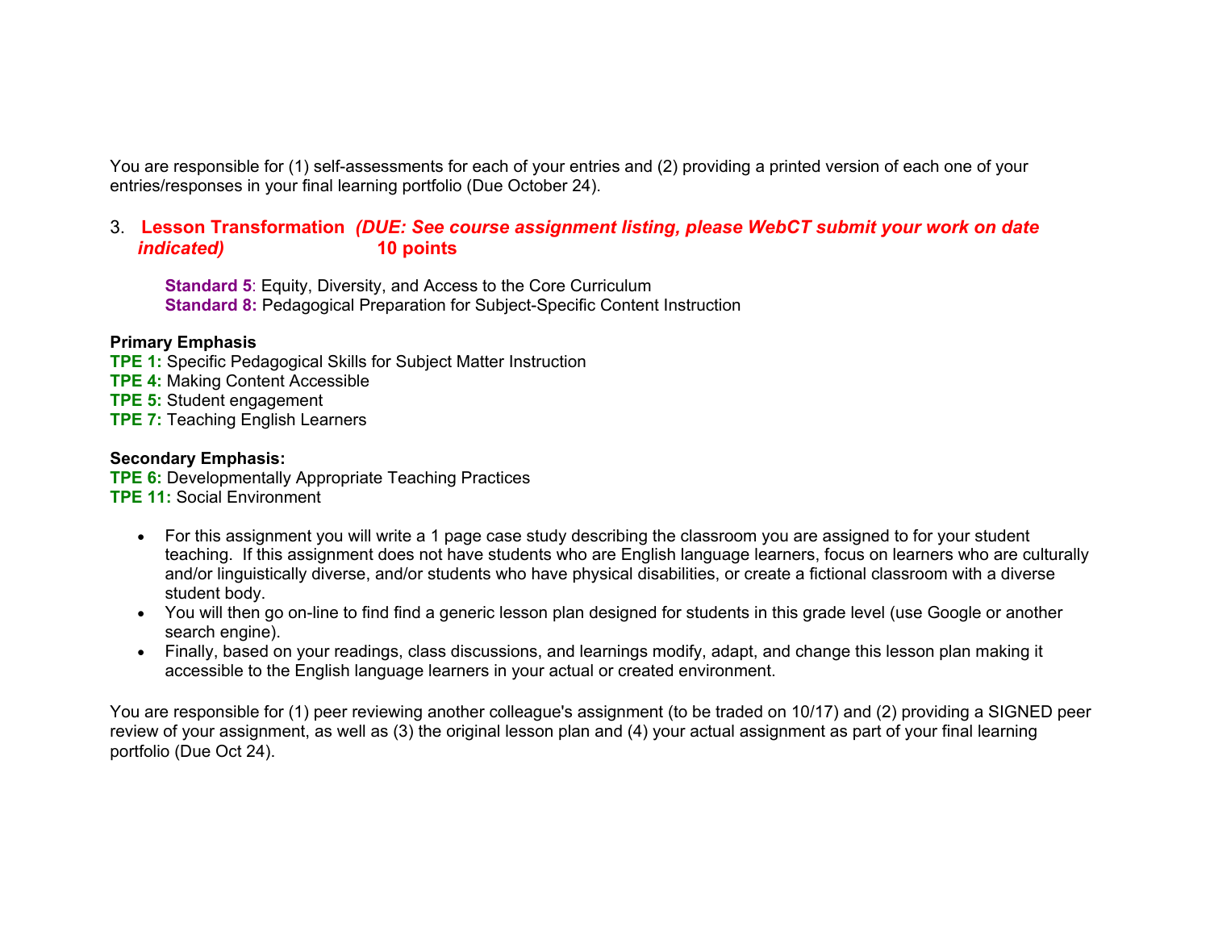You are responsible for (1) self-assessments for each of your entries and (2) providing a printed version of each one of your entries/responses in your final learning portfolio (Due October 24).

3. **Lesson Transformation** ***(DUE: See course assignment listing, please WebCT submit your work on date indicated)*** **10 points**

**Standard 5**: Equity, Diversity, and Access to the Core Curriculum
**Standard 8:** Pedagogical Preparation for Subject-Specific Content Instruction

**Primary Emphasis**
**TPE 1:** Specific Pedagogical Skills for Subject Matter Instruction
**TPE 4:** Making Content Accessible
**TPE 5:** Student engagement
**TPE 7:** Teaching English Learners

**Secondary Emphasis:**
**TPE 6:** Developmentally Appropriate Teaching Practices
**TPE 11:** Social Environment

- For this assignment you will write a 1 page case study describing the classroom you are assigned to for your student teaching. If this assignment does not have students who are English language learners, focus on learners who are culturally and/or linguistically diverse, and/or students who have physical disabilities, or create a fictional classroom with a diverse student body.
- You will then go on-line to find find a generic lesson plan designed for students in this grade level (use Google or another search engine).
- Finally, based on your readings, class discussions, and learnings modify, adapt, and change this lesson plan making it accessible to the English language learners in your actual or created environment.

You are responsible for (1) peer reviewing another colleague's assignment (to be traded on 10/17) and (2) providing a SIGNED peer review of your assignment, as well as (3) the original lesson plan and (4) your actual assignment as part of your final learning portfolio (Due Oct 24).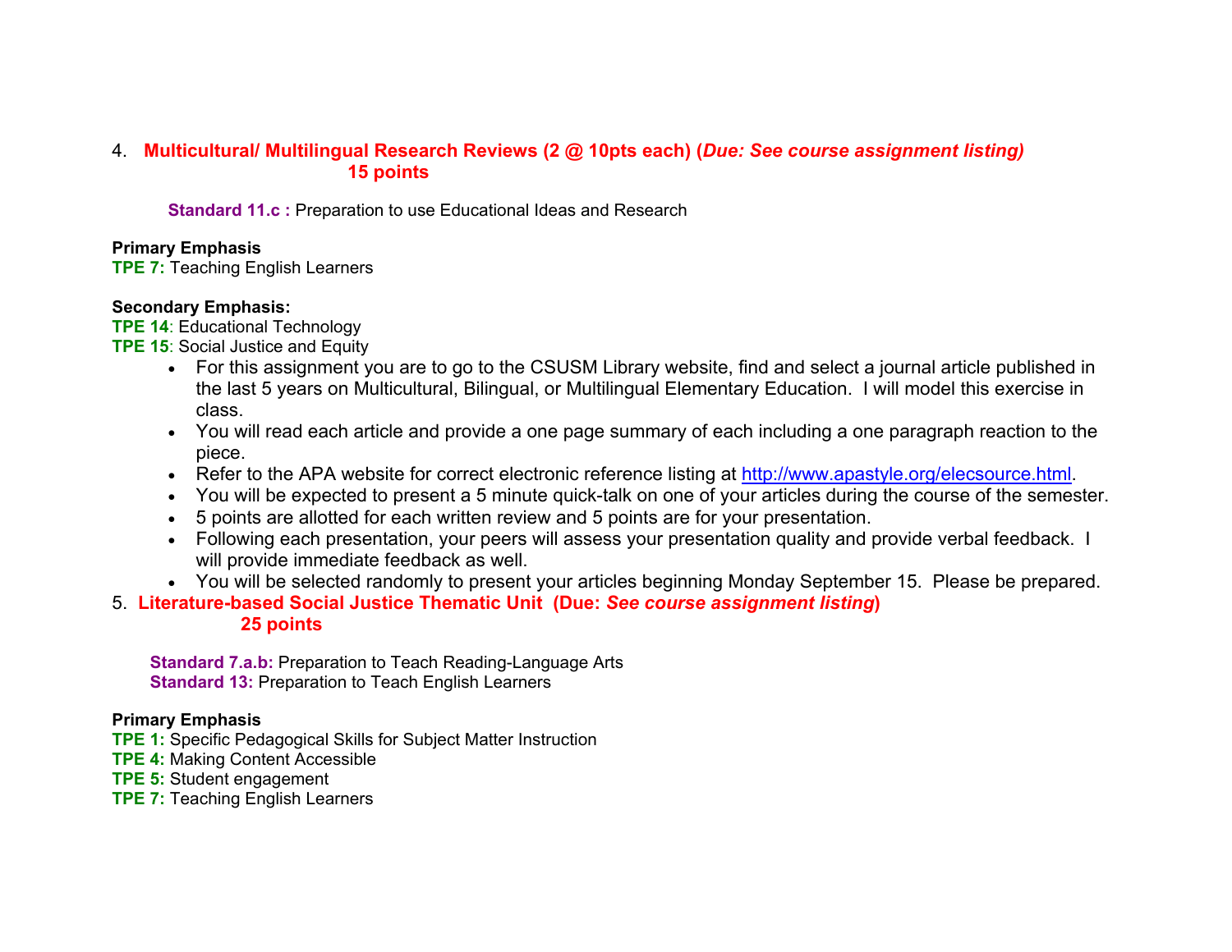4. **Multicultural/ Multilingual Research Reviews (2 @ 10pts each) (*Due: See course assignment listing)***
**15 points**

**Standard 11.c :** Preparation to use Educational Ideas and Research

**Primary Emphasis**
**TPE 7:** Teaching English Learners

**Secondary Emphasis:**
**TPE 14**: Educational Technology
**TPE 15**: Social Justice and Equity

- For this assignment you are to go to the CSUSM Library website, find and select a journal article published in the last 5 years on Multicultural, Bilingual, or Multilingual Elementary Education. I will model this exercise in class.
- You will read each article and provide a one page summary of each including a one paragraph reaction to the piece.
- Refer to the APA website for correct electronic reference listing at http://www.apastyle.org/elecsource.html.
- You will be expected to present a 5 minute quick-talk on one of your articles during the course of the semester.
- 5 points are allotted for each written review and 5 points are for your presentation.
- Following each presentation, your peers will assess your presentation quality and provide verbal feedback. I will provide immediate feedback as well.
- You will be selected randomly to present your articles beginning Monday September 15. Please be prepared.

5. **Literature-based Social Justice Thematic Unit (Due: *See course assignment listing*)**
**25 points**

**Standard 7.a.b:** Preparation to Teach Reading-Language Arts
**Standard 13:** Preparation to Teach English Learners

**Primary Emphasis**
**TPE 1:** Specific Pedagogical Skills for Subject Matter Instruction
**TPE 4:** Making Content Accessible
**TPE 5:** Student engagement
**TPE 7:** Teaching English Learners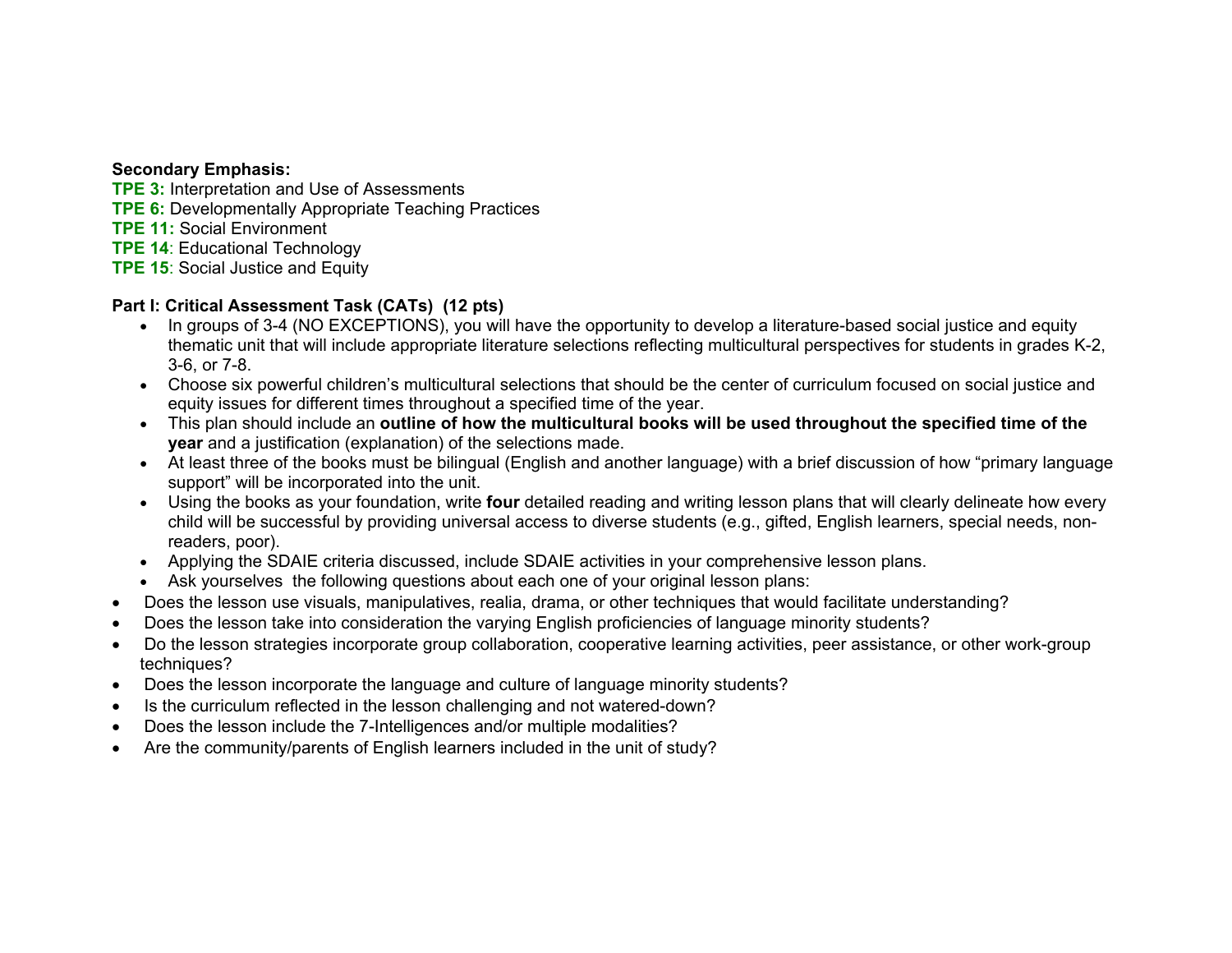**Secondary Emphasis:**
**TPE 3:** Interpretation and Use of Assessments
**TPE 6:** Developmentally Appropriate Teaching Practices
**TPE 11:** Social Environment
**TPE 14**: Educational Technology
**TPE 15**: Social Justice and Equity

**Part I: Critical Assessment Task (CATs) (12 pts)**

- In groups of 3-4 (NO EXCEPTIONS), you will have the opportunity to develop a literature-based social justice and equity thematic unit that will include appropriate literature selections reflecting multicultural perspectives for students in grades K-2, 3-6, or 7-8.
- Choose six powerful children's multicultural selections that should be the center of curriculum focused on social justice and equity issues for different times throughout a specified time of the year.
- This plan should include an **outline of how the multicultural books will be used throughout the specified time of the year** and a justification (explanation) of the selections made.
- At least three of the books must be bilingual (English and another language) with a brief discussion of how "primary language support" will be incorporated into the unit.
- Using the books as your foundation, write **four** detailed reading and writing lesson plans that will clearly delineate how every child will be successful by providing universal access to diverse students (e.g., gifted, English learners, special needs, non-readers, poor).
- Applying the SDAIE criteria discussed, include SDAIE activities in your comprehensive lesson plans.
- Ask yourselves the following questions about each one of your original lesson plans:

- Does the lesson use visuals, manipulatives, realia, drama, or other techniques that would facilitate understanding?
- Does the lesson take into consideration the varying English proficiencies of language minority students?
- Do the lesson strategies incorporate group collaboration, cooperative learning activities, peer assistance, or other work-group techniques?
- Does the lesson incorporate the language and culture of language minority students?
- Is the curriculum reflected in the lesson challenging and not watered-down?
- Does the lesson include the 7-Intelligences and/or multiple modalities?
- Are the community/parents of English learners included in the unit of study?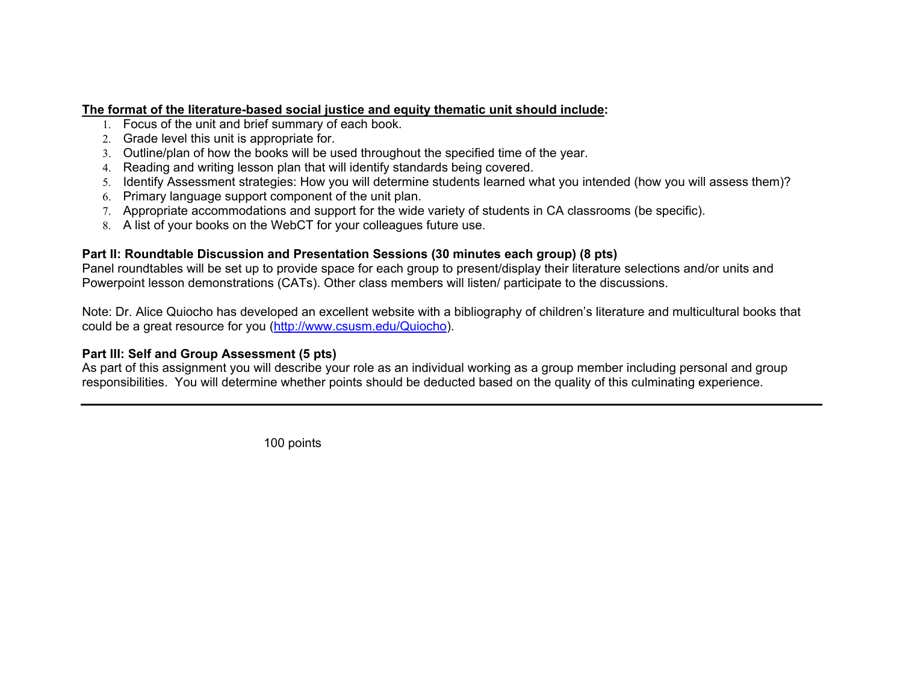**The format of the literature-based social justice and equity thematic unit should include:**

1. Focus of the unit and brief summary of each book.
2. Grade level this unit is appropriate for.
3. Outline/plan of how the books will be used throughout the specified time of the year.
4. Reading and writing lesson plan that will identify standards being covered.
5. Identify Assessment strategies: How you will determine students learned what you intended (how you will assess them)?
6. Primary language support component of the unit plan.
7. Appropriate accommodations and support for the wide variety of students in CA classrooms (be specific).
8. A list of your books on the WebCT for your colleagues future use.

**Part II: Roundtable Discussion and Presentation Sessions (30 minutes each group) (8 pts)**

Panel roundtables will be set up to provide space for each group to present/display their literature selections and/or units and Powerpoint lesson demonstrations (CATs). Other class members will listen/ participate to the discussions.

Note: Dr. Alice Quiocho has developed an excellent website with a bibliography of children's literature and multicultural books that could be a great resource for you (http://www.csusm.edu/Quiocho).

**Part III: Self and Group Assessment (5 pts)**

As part of this assignment you will describe your role as an individual working as a group member including personal and group responsibilities. You will determine whether points should be deducted based on the quality of this culminating experience.

---

100 points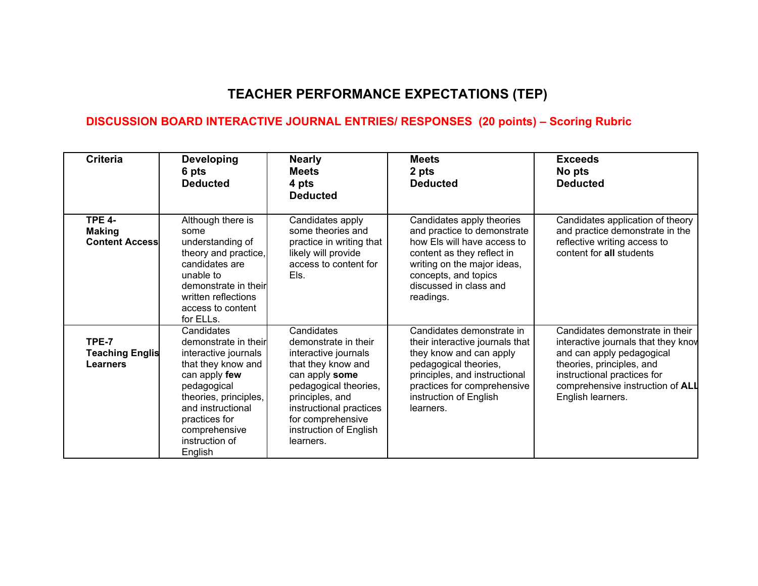# TEACHER PERFORMANCE EXPECTATIONS (TEP)

## DISCUSSION BOARD INTERACTIVE JOURNAL ENTRIES/ RESPONSES (20 points) – Scoring Rubric

| Criteria | Developing 6 pts Deducted | Nearly Meets 4 pts Deducted | Meets 2 pts Deducted | Exceeds No pts Deducted |
|---|---|---|---|---|
| **TPE 4- Making Content Access** | Although there is some understanding of theory and practice, candidates are unable to demonstrate in their written reflections access to content for ELLs. | Candidates apply some theories and practice in writing that likely will provide access to content for Els. | Candidates apply theories and practice to demonstrate how Els will have access to content as they reflect in writing on the major ideas, concepts, and topics discussed in class and readings. | Candidates application of theory and practice demonstrate in the reflective writing access to content for **all** students |
| **TPE-7 Teaching Englis Learners** | Candidates demonstrate in their interactive journals that they know and can apply **few** pedagogical theories, principles, and instructional practices for comprehensive instruction of English | Candidates demonstrate in their interactive journals that they know and can apply **some** pedagogical theories, principles, and instructional practices for comprehensive instruction of English learners. | Candidates demonstrate in their interactive journals that they know and can apply pedagogical theories, principles, and instructional practices for comprehensive instruction of English learners. | Candidates demonstrate in their interactive journals that they know and can apply pedagogical theories, principles, and instructional practices for comprehensive instruction of **ALL** English learners. |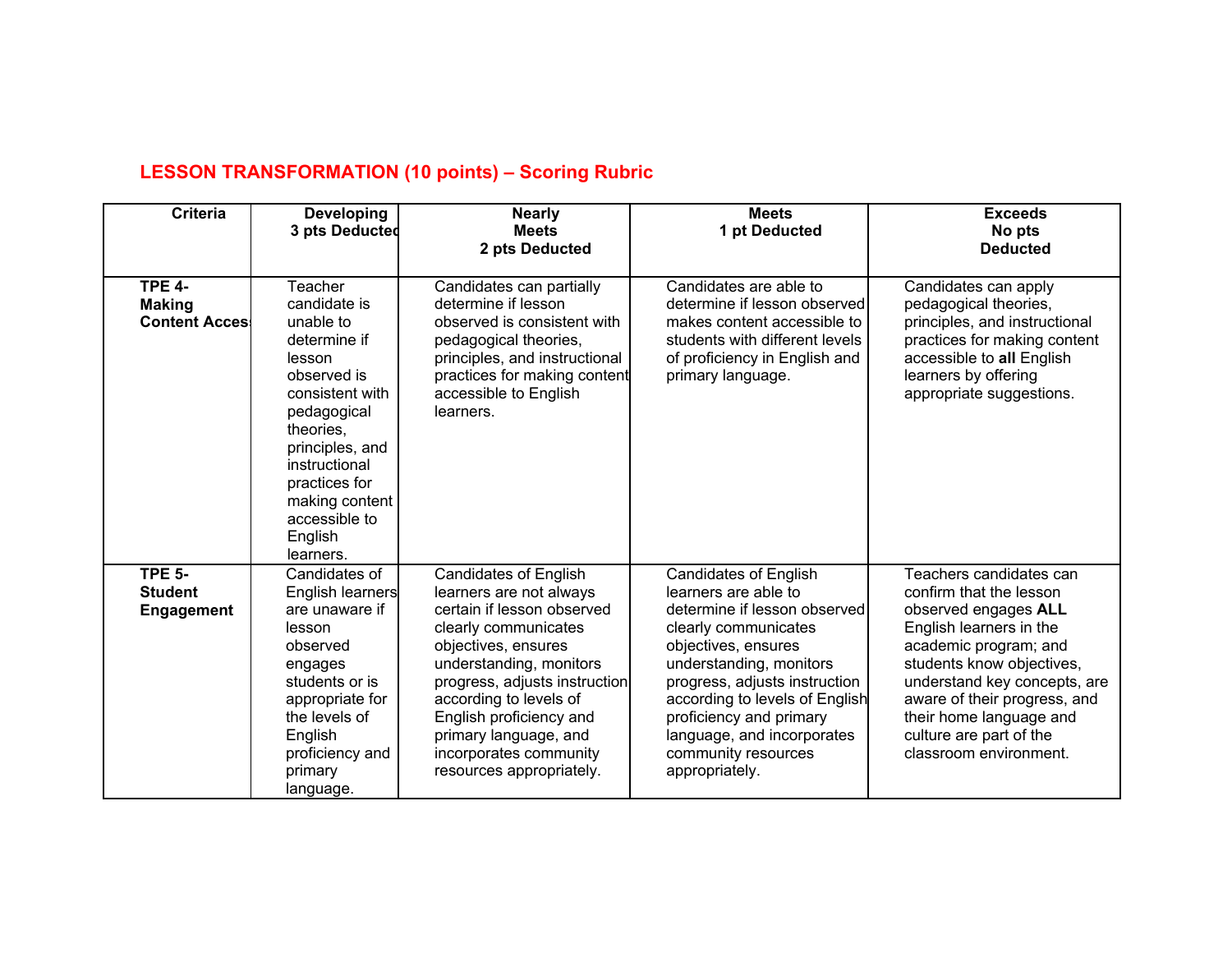## LESSON TRANSFORMATION (10 points) – Scoring Rubric

| Criteria | Developing 3 pts Deducted | Nearly Meets 2 pts Deducted | Meets 1 pt Deducted | Exceeds No pts Deducted |
|---|---|---|---|---|
| **TPE 4- Making Content Access** | Teacher candidate is unable to determine if lesson observed is consistent with pedagogical theories, principles, and instructional practices for making content accessible to English learners. | Candidates can partially determine if lesson observed is consistent with pedagogical theories, principles, and instructional practices for making content accessible to English learners. | Candidates are able to determine if lesson observed makes content accessible to students with different levels of proficiency in English and primary language. | Candidates can apply pedagogical theories, principles, and instructional practices for making content accessible to **all** English learners by offering appropriate suggestions. |
| **TPE 5- Student Engagement** | Candidates of English learners are unaware if lesson observed engages students or is appropriate for the levels of English proficiency and primary language. | Candidates of English learners are not always certain if lesson observed clearly communicates objectives, ensures understanding, monitors progress, adjusts instruction according to levels of English proficiency and primary language, and incorporates community resources appropriately. | Candidates of English learners are able to determine if lesson observed clearly communicates objectives, ensures understanding, monitors progress, adjusts instruction according to levels of English proficiency and primary language, and incorporates community resources appropriately. | Teachers candidates can confirm that the lesson observed engages **ALL** English learners in the academic program; and students know objectives, understand key concepts, are aware of their progress, and their home language and culture are part of the classroom environment. |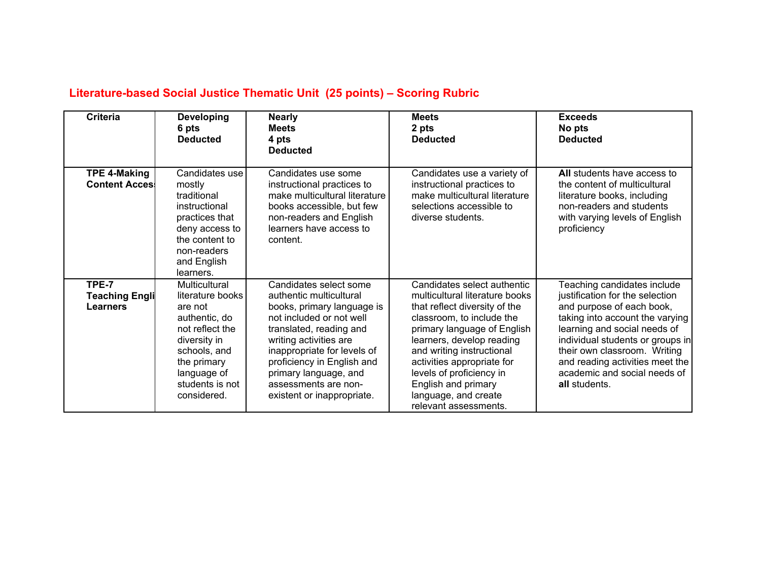## Literature-based Social Justice Thematic Unit (25 points) – Scoring Rubric

| Criteria | Developing 6 pts Deducted | Nearly Meets 4 pts Deducted | Meets 2 pts Deducted | Exceeds No pts Deducted |
|---|---|---|---|---|
| **TPE 4-Making Content Acces** | Candidates use mostly traditional instructional practices that deny access to the content to non-readers and English learners. | Candidates use some instructional practices to make multicultural literature books accessible, but few non-readers and English learners have access to content. | Candidates use a variety of instructional practices to make multicultural literature selections accessible to diverse students. | **All** students have access to the content of multicultural literature books, including non-readers and students with varying levels of English proficiency |
| **TPE-7 Teaching Engli Learners** | Multicultural literature books are not authentic, do not reflect the diversity in schools, and the primary language of students is not considered. | Candidates select some authentic multicultural books, primary language is not included or not well translated, reading and writing activities are inappropriate for levels of proficiency in English and primary language, and assessments are non-existent or inappropriate. | Candidates select authentic multicultural literature books that reflect diversity of the classroom, to include the primary language of English learners, develop reading and writing instructional activities appropriate for levels of proficiency in English and primary language, and create relevant assessments. | Teaching candidates include justification for the selection and purpose of each book, taking into account the varying learning and social needs of individual students or groups in their own classroom. Writing and reading activities meet the academic and social needs of **all** students. |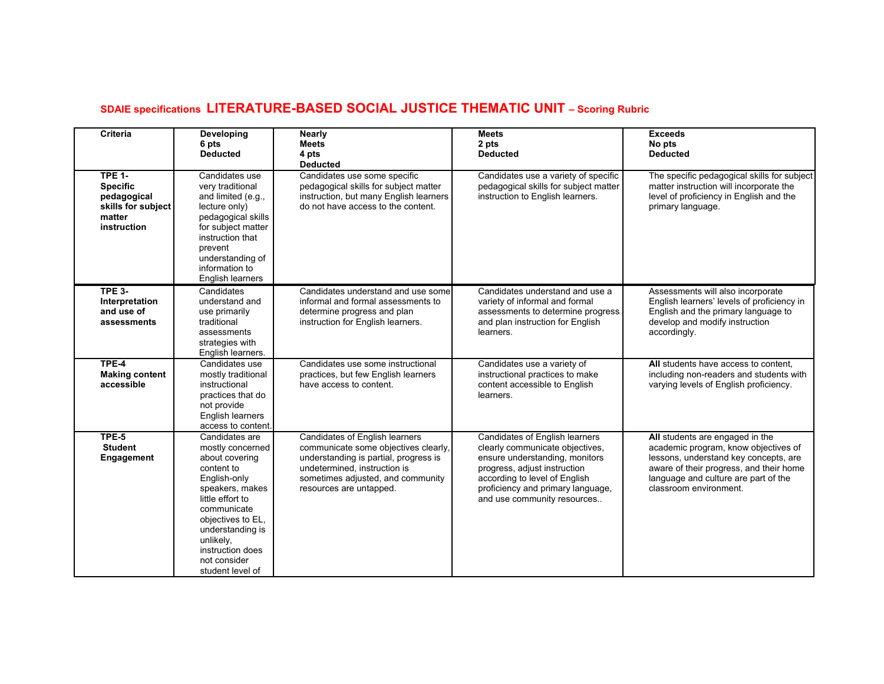**SDAIE specifications LITERATURE-BASED SOCIAL JUSTICE THEMATIC UNIT – Scoring Rubric**

| Criteria | Developing 6 pts Deducted | Nearly Meets 4 pts Deducted | Meets 2 pts Deducted | Exceeds No pts Deducted |
|---|---|---|---|---|
| **TPE 1- Specific pedagogical skills for subject matter instruction** | Candidates use very traditional and limited (e.g., lecture only) pedagogical skills for subject matter instruction that prevent understanding of information to English learners | Candidates use some specific pedagogical skills for subject matter instruction, but many English learners do not have access to the content. | Candidates use a variety of specific pedagogical skills for subject matter instruction to English learners. | The specific pedagogical skills for subject matter instruction will incorporate the level of proficiency in English and the primary language. |
| **TPE 3- Interpretation and use of assessments** | Candidates understand and use primarily traditional assessments strategies with English learners. | Candidates understand and use some informal and formal assessments to determine progress and plan instruction for English learners. | Candidates understand and use a variety of informal and formal assessments to determine progress and plan instruction for English learners. | Assessments will also incorporate English learners' levels of proficiency in English and the primary language to develop and modify instruction accordingly. |
| **TPE-4 Making content accessible** | Candidates use mostly traditional instructional practices that do not provide English learners access to content. | Candidates use some instructional practices, but few English learners have access to content. | Candidates use a variety of instructional practices to make content accessible to English learners. | **All** students have access to content, including non-readers and students with varying levels of English proficiency. |
| **TPE-5 Student Engagement** | Candidates are mostly concerned about covering content to English-only speakers, makes little effort to communicate objectives to EL, understanding is unlikely, instruction does not consider student level of | Candidates of English learners communicate some objectives clearly, understanding is partial, progress is undetermined, instruction is sometimes adjusted, and community resources are untapped. | Candidates of English learners clearly communicate objectives, ensure understanding, monitors progress, adjust instruction according to level of English proficiency and primary language, and use community resources.. | **All** students are engaged in the academic program, know objectives of lessons, understand key concepts, are aware of their progress, and their home language and culture are part of the classroom environment. |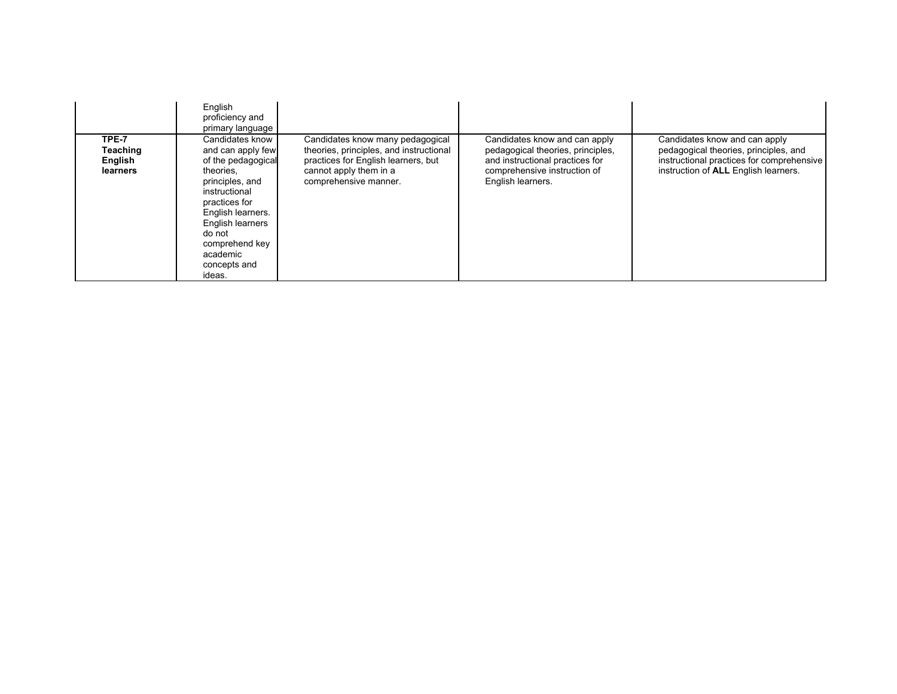| | | | | |
|---|---|---|---|---|
| | English proficiency and primary language | | | |
| **TPE-7 Teaching English learners** | Candidates know and can apply few of the pedagogical theories, principles, and instructional practices for English learners. English learners do not comprehend key academic concepts and ideas. | Candidates know many pedagogical theories, principles, and instructional practices for English learners, but cannot apply them in a comprehensive manner. | Candidates know and can apply pedagogical theories, principles, and instructional practices for comprehensive instruction of English learners. | Candidates know and can apply pedagogical theories, principles, and instructional practices for comprehensive instruction of **ALL** English learners. |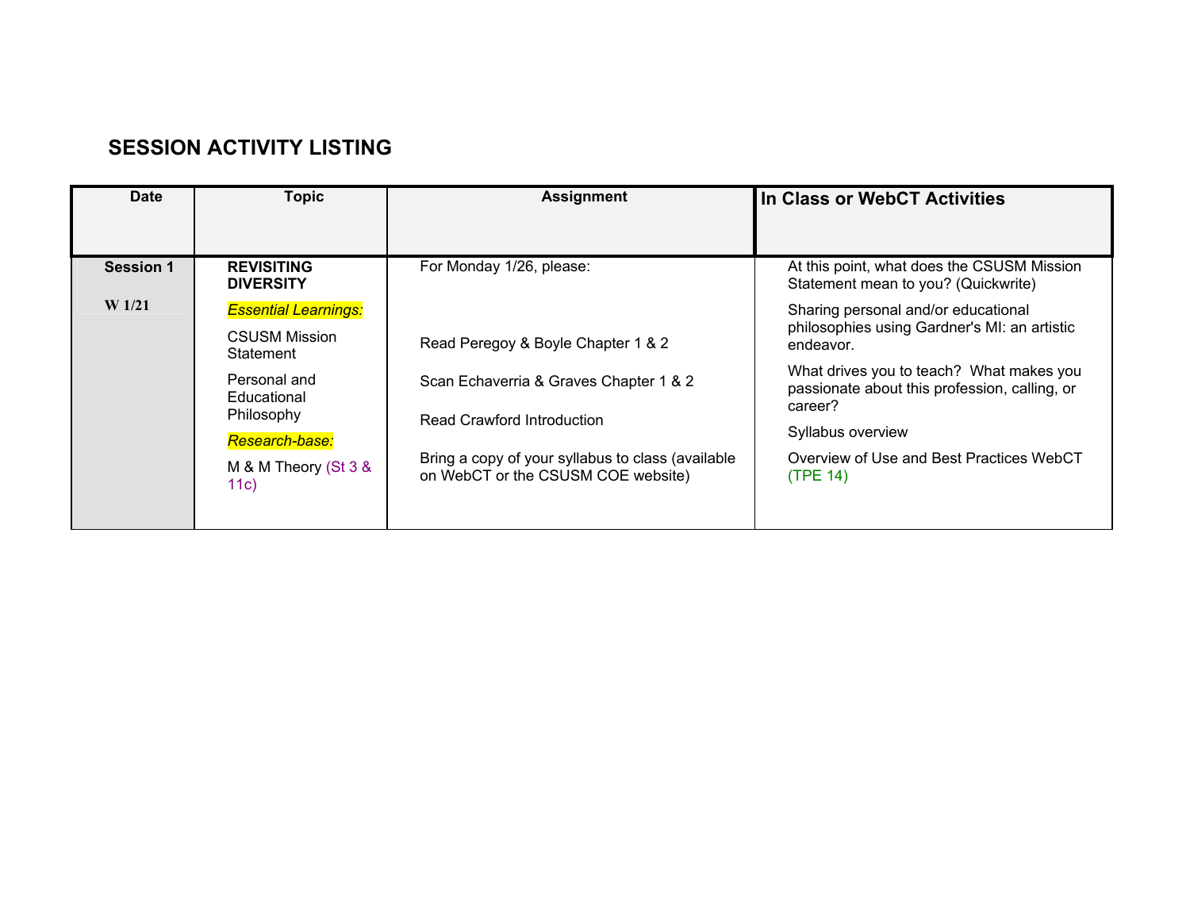## SESSION ACTIVITY LISTING

| Date | Topic | Assignment | In Class or WebCT Activities |
|---|---|---|---|
| **Session 1**<br><br>**W 1/21** | **REVISITING DIVERSITY**<br><br>*Essential Learnings:*<br><br>CSUSM Mission Statement<br><br>Personal and Educational Philosophy<br><br>*Research-base:*<br><br>M & M Theory (St 3 & 11c) | For Monday 1/26, please:<br><br>Read Peregoy & Boyle Chapter 1 & 2<br><br>Scan Echaverria & Graves Chapter 1 & 2<br><br>Read Crawford Introduction<br><br>Bring a copy of your syllabus to class (available on WebCT or the CSUSM COE website) | At this point, what does the CSUSM Mission Statement mean to you? (Quickwrite)<br><br>Sharing personal and/or educational philosophies using Gardner's MI: an artistic endeavor.<br><br>What drives you to teach? What makes you passionate about this profession, calling, or career?<br><br>Syllabus overview<br><br>Overview of Use and Best Practices WebCT (TPE 14) |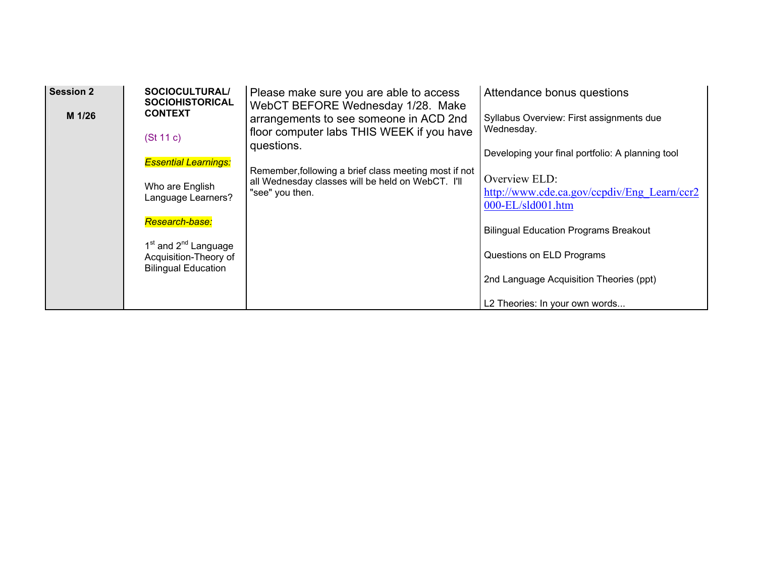| | | | |
|---|---|---|---|
| **Session 2**<br><br>**M 1/26** | **SOCIOCULTURAL/ SOCIOHISTORICAL CONTEXT**<br><br>(St 11 c)<br><br>*Essential Learnings:*<br><br>Who are English Language Learners?<br><br>*Research-base:*<br><br>1st and 2nd Language Acquisition-Theory of Bilingual Education | Please make sure you are able to access WebCT BEFORE Wednesday 1/28. Make arrangements to see someone in ACD 2nd floor computer labs THIS WEEK if you have questions.<br><br>Remember,following a brief class meeting most if not all Wednesday classes will be held on WebCT. I'll "see" you then. | Attendance bonus questions<br><br>Syllabus Overview: First assignments due Wednesday.<br><br>Developing your final portfolio: A planning tool<br><br>Overview ELD: http://www.cde.ca.gov/ccpdiv/Eng_Learn/ccr2000-EL/sld001.htm<br><br>Bilingual Education Programs Breakout<br><br>Questions on ELD Programs<br><br>2nd Language Acquisition Theories (ppt)<br><br>L2 Theories: In your own words... |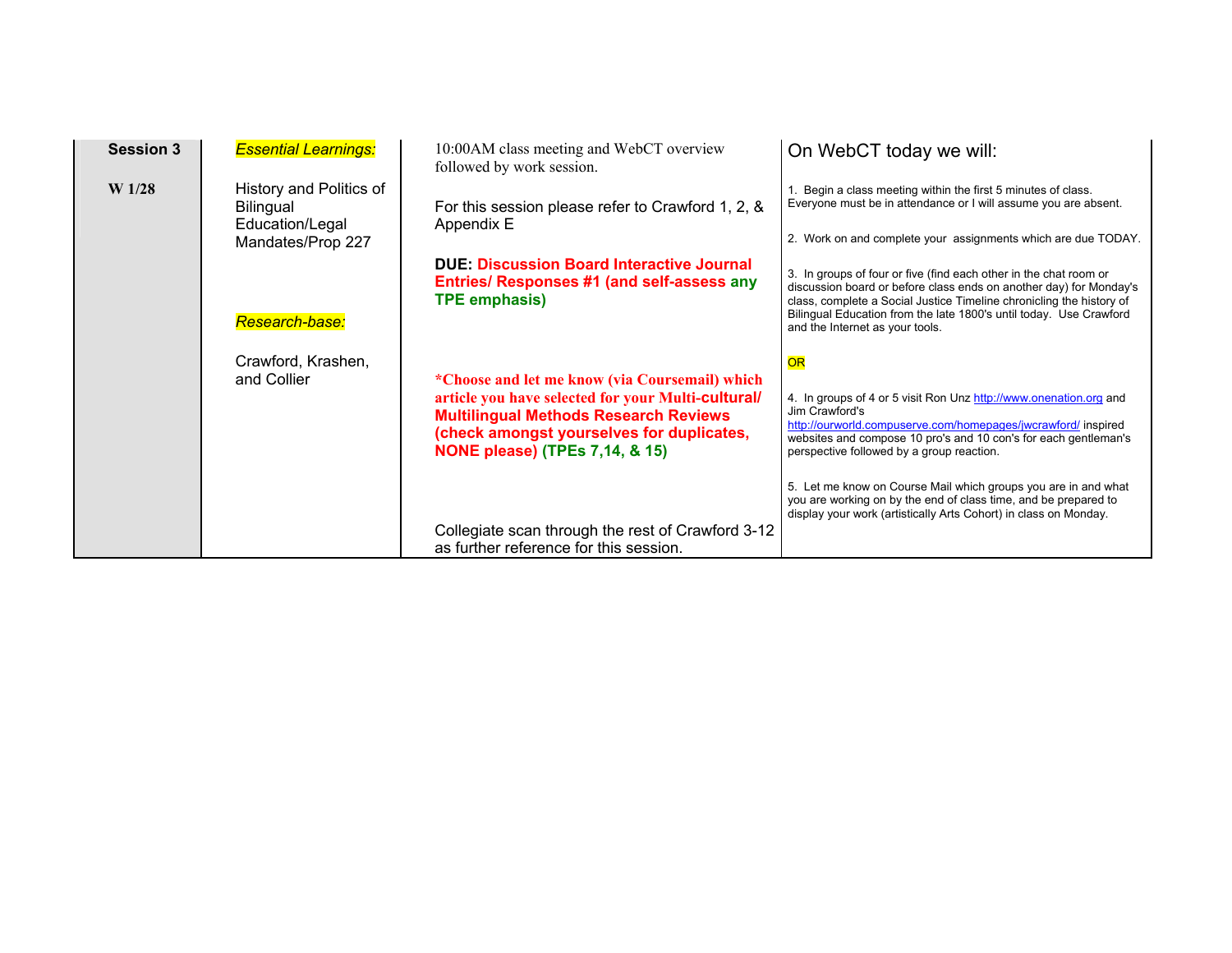| Session 3<br><br>W 1/28 | *Essential Learnings:*<br><br>History and Politics of Bilingual Education/Legal Mandates/Prop 227<br><br>*Research-base:*<br><br>Crawford, Krashen, and Collier | 10:00AM class meeting and WebCT overview followed by work session.<br><br>For this session please refer to Crawford 1, 2, & Appendix E<br><br>**DUE: Discussion Board Interactive Journal Entries/ Responses #1 (and self-assess any TPE emphasis)**<br><br>***Choose and let me know (via Coursemail) which article you have selected for your Multi-cultural/ Multilingual Methods Research Reviews (check amongst yourselves for duplicates, NONE please) (TPEs 7,14, & 15)**<br><br>Collegiate scan through the rest of Crawford 3-12 as further reference for this session. | On WebCT today we will:<br><br>1. Begin a class meeting within the first 5 minutes of class. Everyone must be in attendance or I will assume you are absent.<br><br>2. Work on and complete your assignments which are due TODAY.<br><br>3. In groups of four or five (find each other in the chat room or discussion board or before class ends on another day) for Monday's class, complete a Social Justice Timeline chronicling the history of Bilingual Education from the late 1800's until today. Use Crawford and the Internet as your tools.<br><br>OR<br><br>4. In groups of 4 or 5 visit Ron Unz http://www.onenation.org and Jim Crawford's http://ourworld.compuserve.com/homepages/jwcrawford/ inspired websites and compose 10 pro's and 10 con's for each gentleman's perspective followed by a group reaction.<br><br>5. Let me know on Course Mail which groups you are in and what you are working on by the end of class time, and be prepared to display your work (artistically Arts Cohort) in class on Monday. |
|---|---|---|---|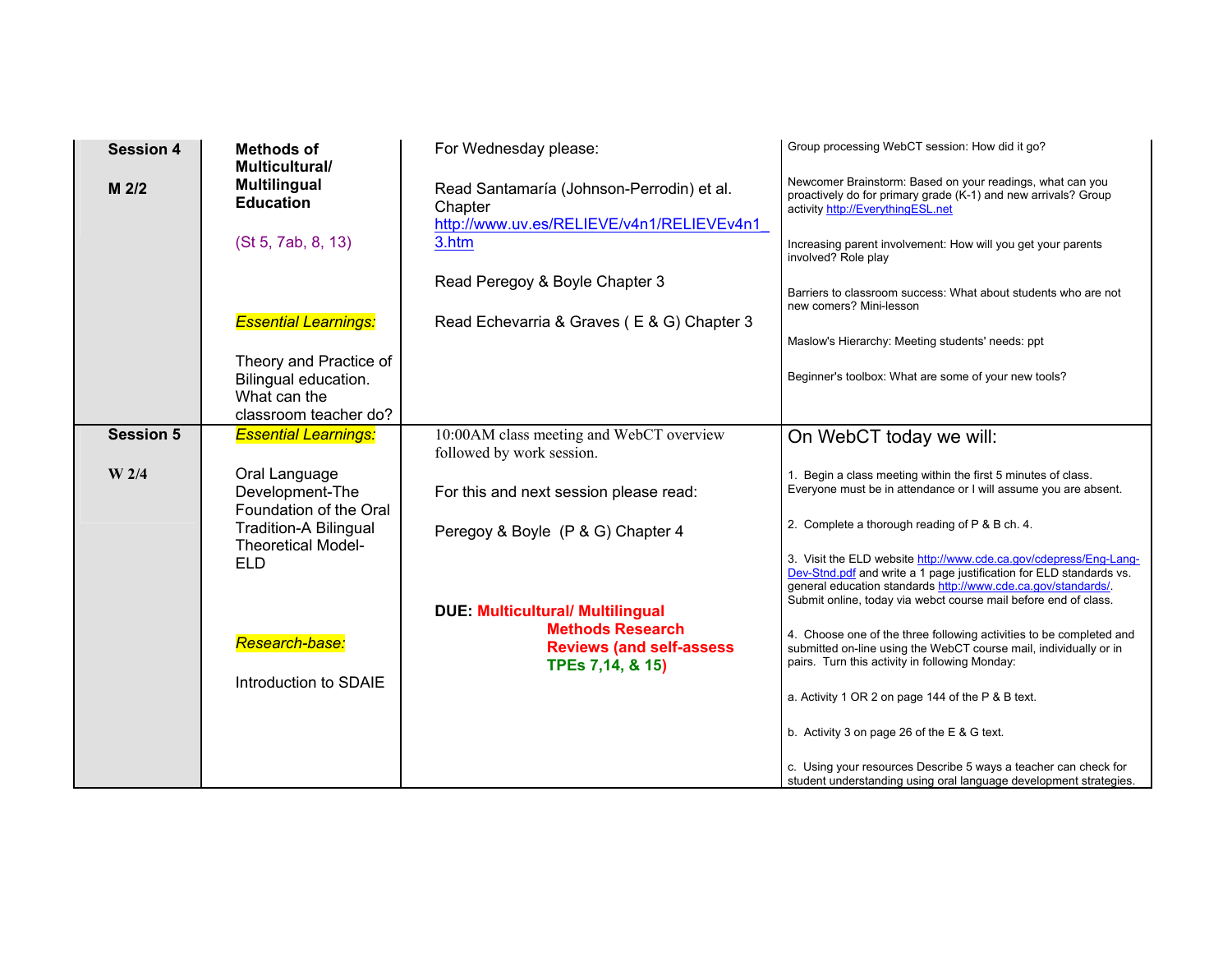| | | | |
|---|---|---|---|
| **Session 4**<br><br>**M 2/2** | **Methods of Multicultural/ Multilingual Education**<br><br>(St 5, 7ab, 8, 13)<br><br>*Essential Learnings:*<br><br>Theory and Practice of Bilingual education. What can the classroom teacher do? | For Wednesday please:<br><br>Read Santamaría (Johnson-Perrodin) et al. Chapter http://www.uv.es/RELIEVE/v4n1/RELIEVEv4n1_3.htm<br><br>Read Peregoy & Boyle Chapter 3<br><br>Read Echevarria & Graves ( E & G) Chapter 3 | Group processing WebCT session: How did it go?<br><br>Newcomer Brainstorm: Based on your readings, what can you proactively do for primary grade (K-1) and new arrivals? Group activity http://EverythingESL.net<br><br>Increasing parent involvement: How will you get your parents involved? Role play<br><br>Barriers to classroom success: What about students who are not new comers? Mini-lesson<br><br>Maslow's Hierarchy: Meeting students' needs: ppt<br><br>Beginner's toolbox: What are some of your new tools? |
| **Session 5**<br><br>**W 2/4** | *Essential Learnings:*<br><br>Oral Language Development-The Foundation of the Oral Tradition-A Bilingual Theoretical Model-ELD<br><br>*Research-base:*<br><br>Introduction to SDAIE | 10:00AM class meeting and WebCT overview followed by work session.<br><br>For this and next session please read:<br><br>Peregoy & Boyle (P & G) Chapter 4<br><br>**DUE: Multicultural/ Multilingual Methods Research Reviews (and self-assess TPEs 7,14, & 15)** | On WebCT today we will:<br><br>1. Begin a class meeting within the first 5 minutes of class. Everyone must be in attendance or I will assume you are absent.<br><br>2. Complete a thorough reading of P & B ch. 4.<br><br>3. Visit the ELD website http://www.cde.ca.gov/cdepress/Eng-Lang-Dev-Stnd.pdf and write a 1 page justification for ELD standards vs. general education standards http://www.cde.ca.gov/standards/. Submit online, today via webct course mail before end of class.<br><br>4. Choose one of the three following activities to be completed and submitted on-line using the WebCT course mail, individually or in pairs. Turn this activity in following Monday:<br><br>a. Activity 1 OR 2 on page 144 of the P & B text.<br><br>b. Activity 3 on page 26 of the E & G text.<br><br>c. Using your resources Describe 5 ways a teacher can check for student understanding using oral language development strategies. |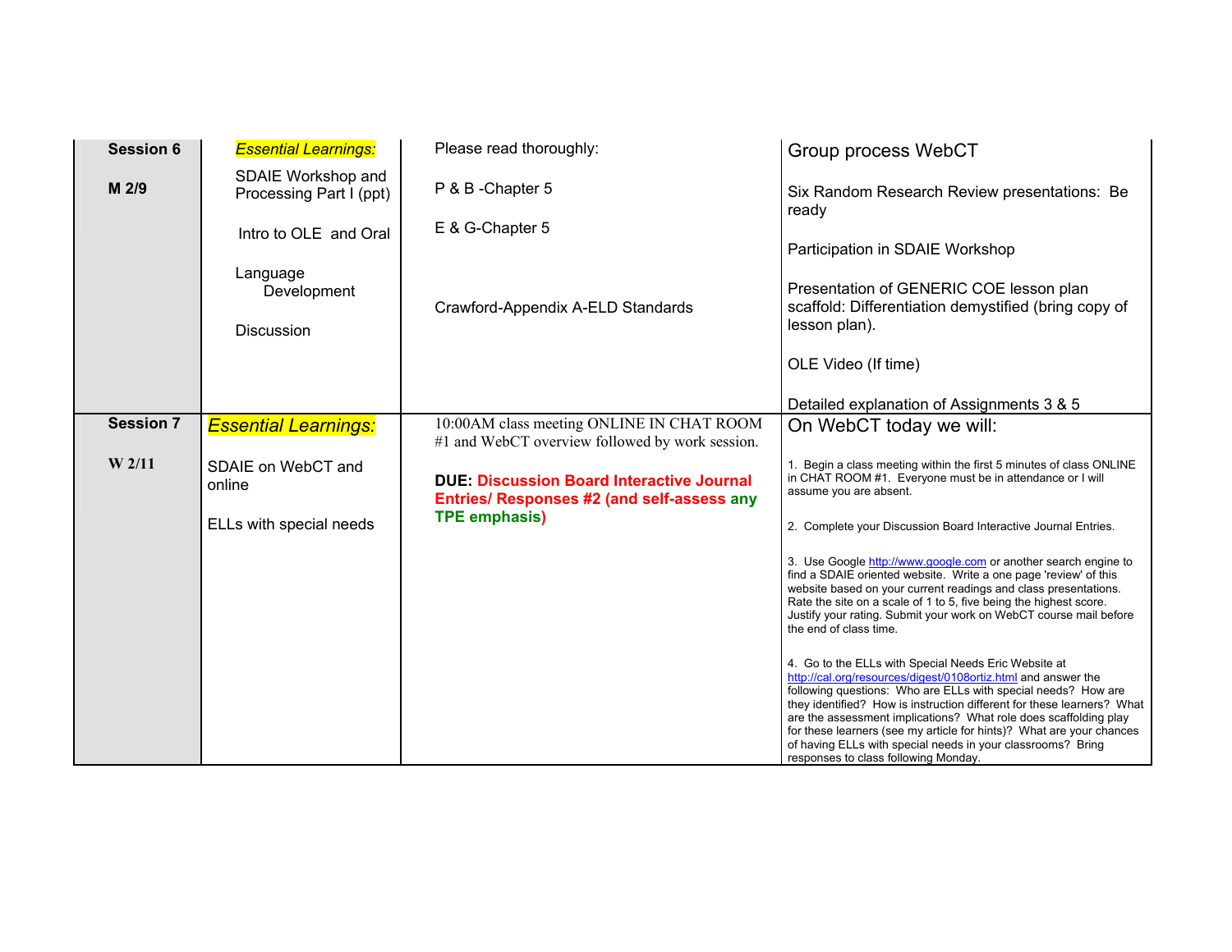| | | | |
|---|---|---|---|
| **Session 6**<br><br>**M 2/9** | *Essential Learnings:*<br><br>SDAIE Workshop and Processing Part I (ppt)<br><br>Intro to OLE and Oral Language Development<br><br>Discussion | Please read thoroughly:<br><br>P & B -Chapter 5<br><br>E & G-Chapter 5<br><br>Crawford-Appendix A-ELD Standards | Group process WebCT<br><br>Six Random Research Review presentations: Be ready<br><br>Participation in SDAIE Workshop<br><br>Presentation of GENERIC COE lesson plan scaffold: Differentiation demystified (bring copy of lesson plan).<br><br>OLE Video (If time)<br><br>Detailed explanation of Assignments 3 & 5 |
| **Session 7**<br><br>**W 2/11** | *Essential Learnings:*<br><br>SDAIE on WebCT and online<br><br>ELLs with special needs | 10:00AM class meeting ONLINE IN CHAT ROOM #1 and WebCT overview followed by work session.<br><br>**DUE: Discussion Board Interactive Journal Entries/ Responses #2 (and self-assess any TPE emphasis)** | On WebCT today we will:<br><br>1. Begin a class meeting within the first 5 minutes of class ONLINE in CHAT ROOM #1. Everyone must be in attendance or I will assume you are absent.<br><br>2. Complete your Discussion Board Interactive Journal Entries.<br><br>3. Use Google http://www.google.com or another search engine to find a SDAIE oriented website. Write a one page 'review' of this website based on your current readings and class presentations. Rate the site on a scale of 1 to 5, five being the highest score. Justify your rating. Submit your work on WebCT course mail before the end of class time.<br><br>4. Go to the ELLs with Special Needs Eric Website at http://cal.org/resources/digest/0108ortiz.html and answer the following questions: Who are ELLs with special needs? How are they identified? How is instruction different for these learners? What are the assessment implications? What role does scaffolding play for these learners (see my article for hints)? What are your chances of having ELLs with special needs in your classrooms? Bring responses to class following Monday. |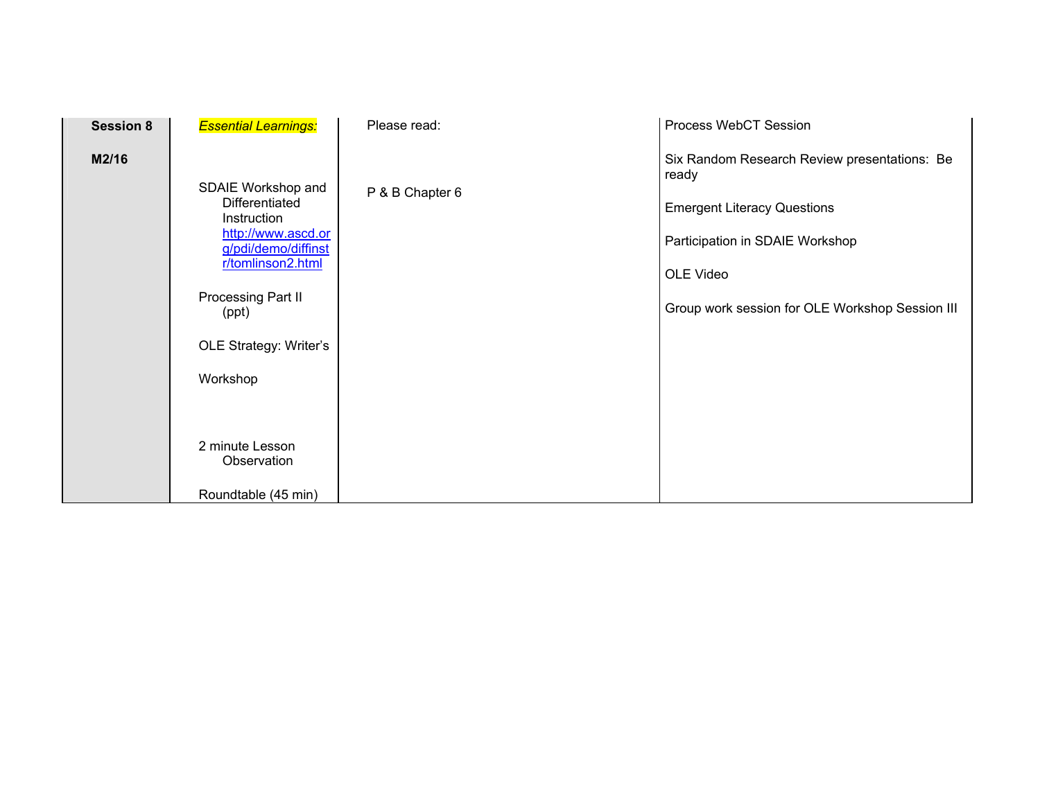| Session 8<br><br>M2/16 | *Essential Learnings:*<br><br>SDAIE Workshop and Differentiated Instruction http://www.ascd.org/pdi/demo/diffinstr/tomlinson2.html<br><br>Processing Part II (ppt)<br><br>OLE Strategy: Writer's<br><br>Workshop<br><br>2 minute Lesson Observation<br><br>Roundtable (45 min) | Please read:<br><br>P & B Chapter 6 | Process WebCT Session<br><br>Six Random Research Review presentations: Be ready<br><br>Emergent Literacy Questions<br><br>Participation in SDAIE Workshop<br><br>OLE Video<br><br>Group work session for OLE Workshop Session III |
|---|---|---|---|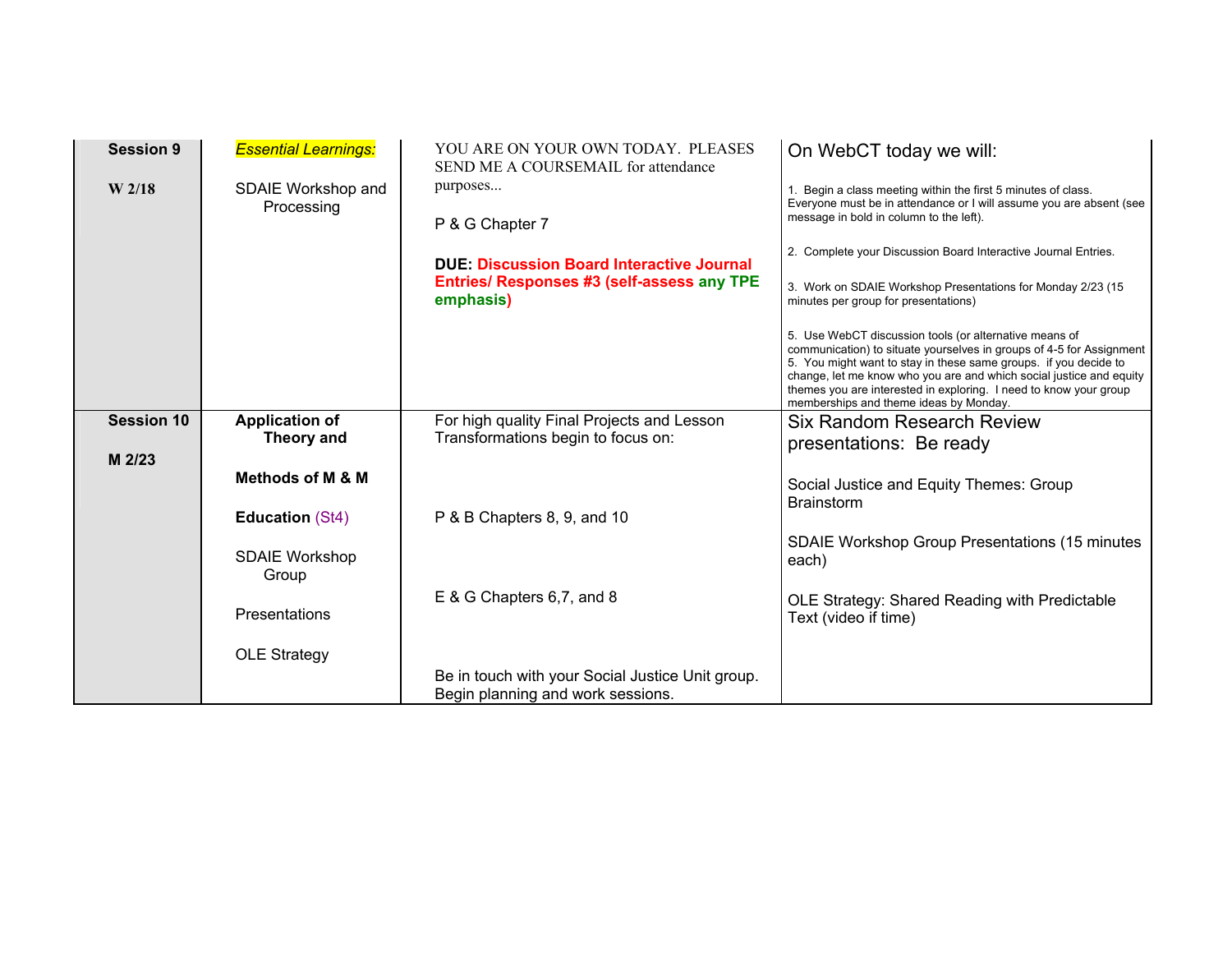| | | | |
|---|---|---|---|
| **Session 9**<br><br>**W 2/18** | *Essential Learnings:*<br><br>SDAIE Workshop and Processing | YOU ARE ON YOUR OWN TODAY. PLEASES SEND ME A COURSEMAIL for attendance purposes...<br><br>P & G Chapter 7<br><br>**DUE: Discussion Board Interactive Journal Entries/ Responses #3 (self-assess any TPE emphasis)** | On WebCT today we will:<br><br>1. Begin a class meeting within the first 5 minutes of class. Everyone must be in attendance or I will assume you are absent (see message in bold in column to the left).<br><br>2. Complete your Discussion Board Interactive Journal Entries.<br><br>3. Work on SDAIE Workshop Presentations for Monday 2/23 (15 minutes per group for presentations)<br><br>5. Use WebCT discussion tools (or alternative means of communication) to situate yourselves in groups of 4-5 for Assignment 5. You might want to stay in these same groups. if you decide to change, let me know who you are and which social justice and equity themes you are interested in exploring. I need to know your group memberships and theme ideas by Monday. |
| **Session 10**<br><br>**M 2/23** | **Application of Theory and**<br><br>**Methods of M & M**<br><br>**Education** (St4)<br><br>SDAIE Workshop Group<br><br>Presentations<br><br>OLE Strategy | For high quality Final Projects and Lesson Transformations begin to focus on:<br><br>P & B Chapters 8, 9, and 10<br><br>E & G Chapters 6,7, and 8<br><br>Be in touch with your Social Justice Unit group. Begin planning and work sessions. | Six Random Research Review presentations: Be ready<br><br>Social Justice and Equity Themes: Group Brainstorm<br><br>SDAIE Workshop Group Presentations (15 minutes each)<br><br>OLE Strategy: Shared Reading with Predictable Text (video if time) |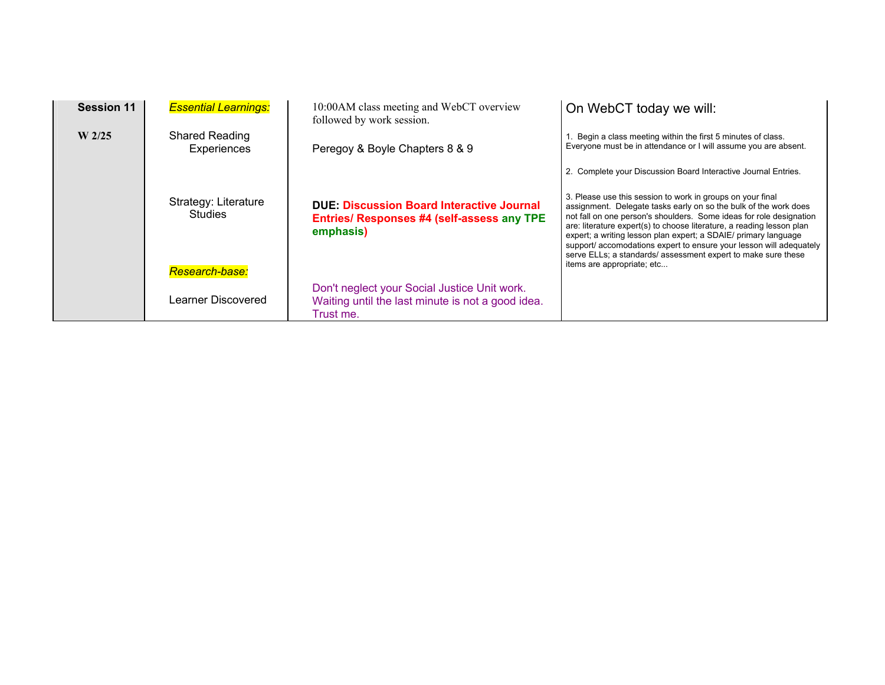| Session 11<br><br>W 2/25 | *Essential Learnings:*<br><br>Shared Reading Experiences<br><br>Strategy: Literature Studies<br><br>*Research-base:*<br><br>Learner Discovered | 10:00AM class meeting and WebCT overview followed by work session.<br><br>Peregoy & Boyle Chapters 8 & 9<br><br>**DUE: Discussion Board Interactive Journal Entries/ Responses #4 (self-assess any TPE emphasis)**<br><br>Don't neglect your Social Justice Unit work. Waiting until the last minute is not a good idea. Trust me. | On WebCT today we will:<br><br>1. Begin a class meeting within the first 5 minutes of class. Everyone must be in attendance or I will assume you are absent.<br><br>2. Complete your Discussion Board Interactive Journal Entries.<br><br>3. Please use this session to work in groups on your final assignment. Delegate tasks early on so the bulk of the work does not fall on one person's shoulders. Some ideas for role designation are: literature expert(s) to choose literature, a reading lesson plan expert; a writing lesson plan expert; a SDAIE/ primary language support/ accomodations expert to ensure your lesson will adequately serve ELLs; a standards/ assessment expert to make sure these items are appropriate; etc... |
|---|---|---|---|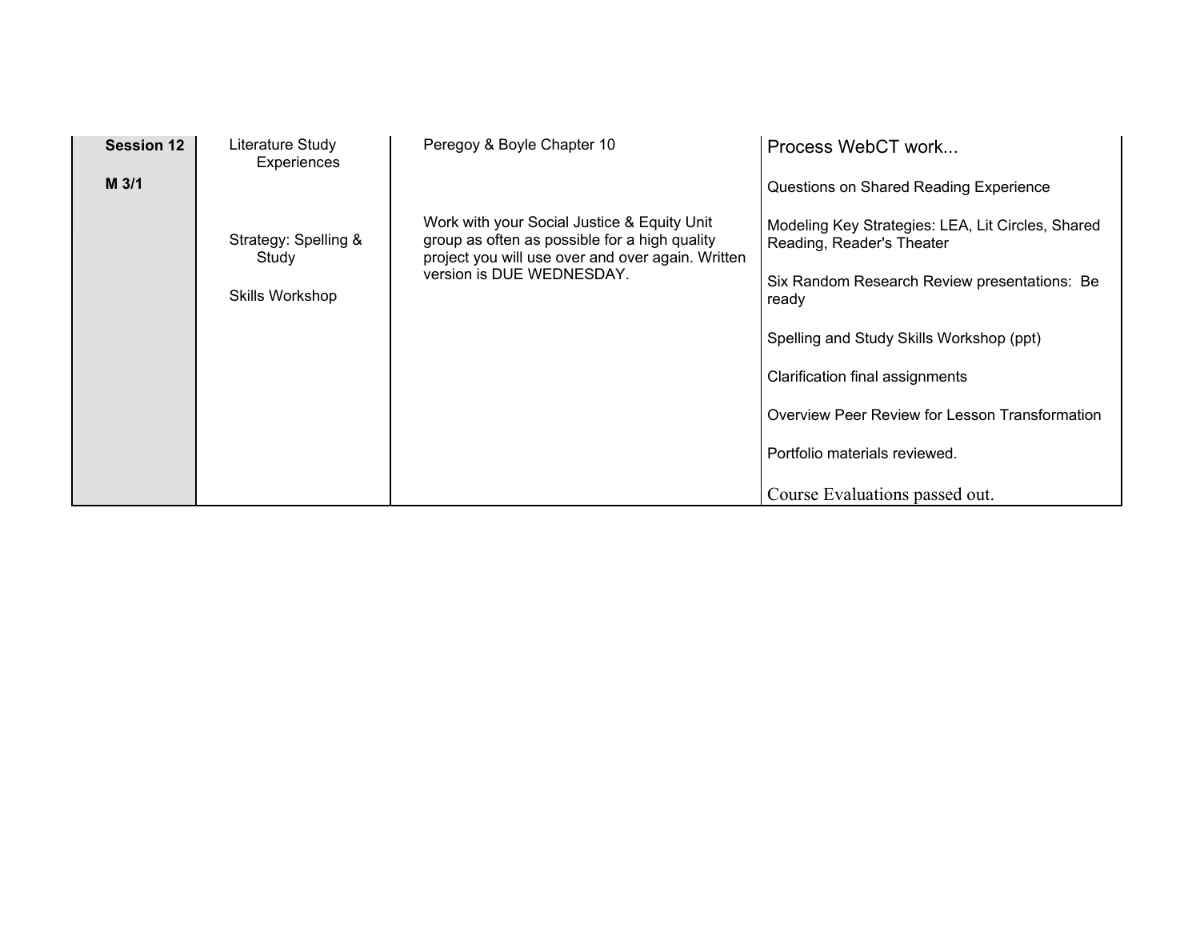| | | | |
|---|---|---|---|
| **Session 12**<br><br>**M 3/1** | Literature Study Experiences<br><br>Strategy: Spelling & Study<br><br>Skills Workshop | Peregoy & Boyle Chapter 10<br><br>Work with your Social Justice & Equity Unit group as often as possible for a high quality project you will use over and over again. Written version is DUE WEDNESDAY. | Process WebCT work...<br><br>Questions on Shared Reading Experience<br><br>Modeling Key Strategies: LEA, Lit Circles, Shared Reading, Reader's Theater<br><br>Six Random Research Review presentations: Be ready<br><br>Spelling and Study Skills Workshop (ppt)<br><br>Clarification final assignments<br><br>Overview Peer Review for Lesson Transformation<br><br>Portfolio materials reviewed.<br><br>Course Evaluations passed out. |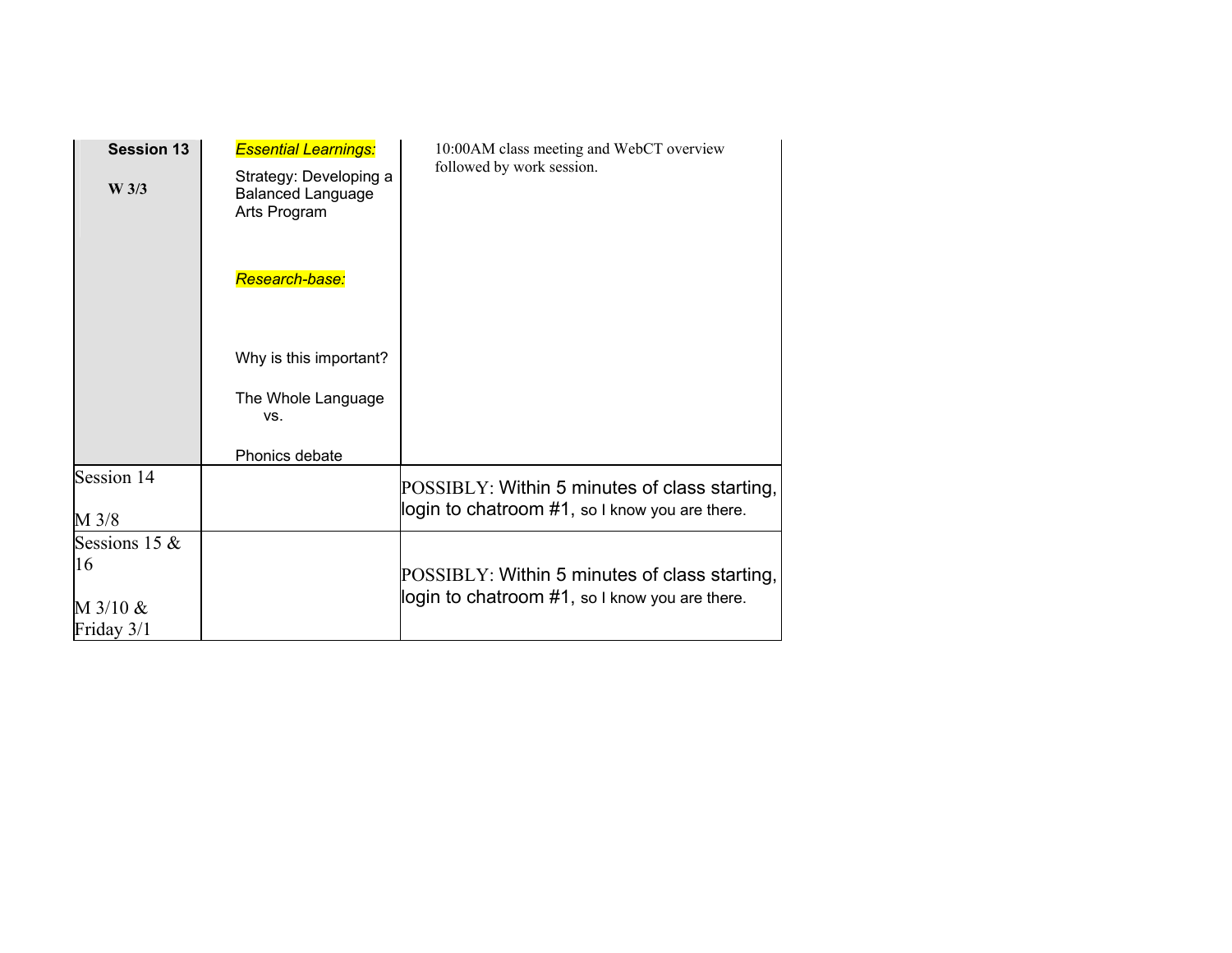| | | |
|---|---|---|
| **Session 13**<br><br>**W 3/3** | *Essential Learnings:*<br><br>Strategy: Developing a Balanced Language Arts Program<br><br>*Research-base:*<br><br>Why is this important?<br><br>The Whole Language vs.<br><br>Phonics debate | 10:00AM class meeting and WebCT overview followed by work session. |
| Session 14<br><br>M 3/8 | | POSSIBLY: Within 5 minutes of class starting, login to chatroom #1, so I know you are there. |
| Sessions 15 & 16<br><br>M 3/10 & Friday 3/1 | | POSSIBLY: Within 5 minutes of class starting, login to chatroom #1, so I know you are there. |